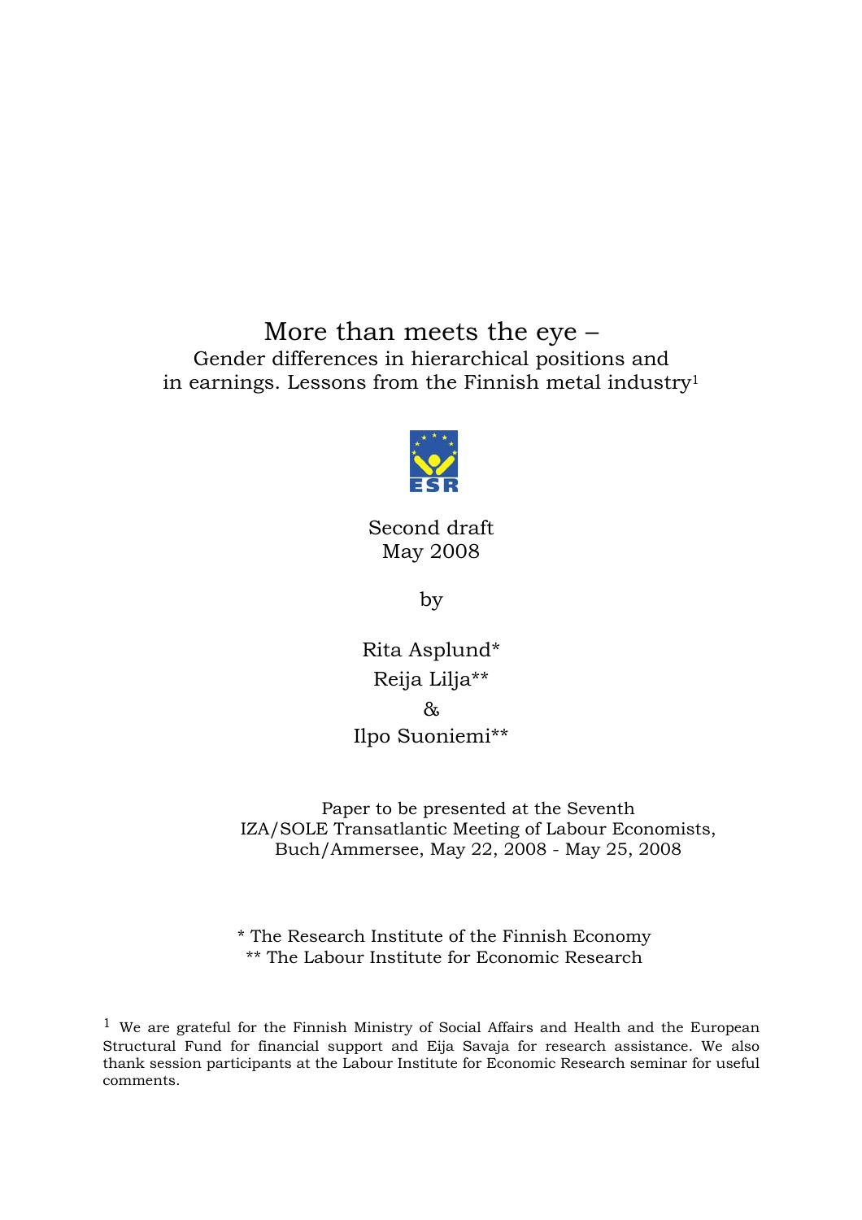# More than meets the eye –

## Gender differences in hierarchical positions and in earnings. Lessons from the Finnish metal industry[1]

Second draft
May 2008

by

Rita Asplund*
Reija Lilja**
&
Ilpo Suoniemi**

Paper to be presented at the Seventh IZA/SOLE Transatlantic Meeting of Labour Economists, Buch/Ammersee, May 22, 2008 - May 25, 2008

\* The Research Institute of the Finnish Economy
\*\* The Labour Institute for Economic Research

[1] We are grateful for the Finnish Ministry of Social Affairs and Health and the European Structural Fund for financial support and Eija Savaja for research assistance. We also thank session participants at the Labour Institute for Economic Research seminar for useful comments.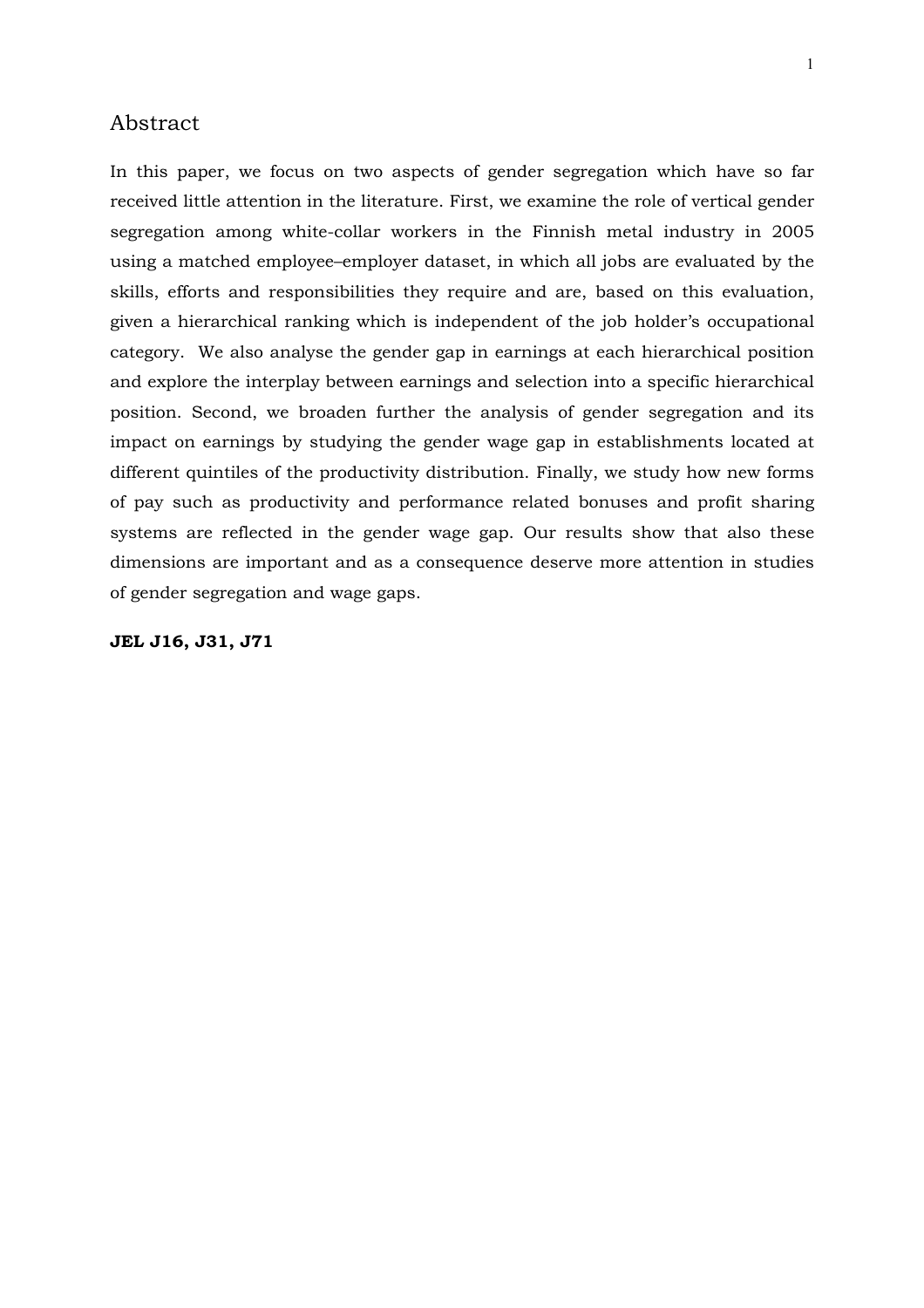## Abstract

In this paper, we focus on two aspects of gender segregation which have so far received little attention in the literature. First, we examine the role of vertical gender segregation among white-collar workers in the Finnish metal industry in 2005 using a matched employee–employer dataset, in which all jobs are evaluated by the skills, efforts and responsibilities they require and are, based on this evaluation, given a hierarchical ranking which is independent of the job holder's occupational category. We also analyse the gender gap in earnings at each hierarchical position and explore the interplay between earnings and selection into a specific hierarchical position. Second, we broaden further the analysis of gender segregation and its impact on earnings by studying the gender wage gap in establishments located at different quintiles of the productivity distribution. Finally, we study how new forms of pay such as productivity and performance related bonuses and profit sharing systems are reflected in the gender wage gap. Our results show that also these dimensions are important and as a consequence deserve more attention in studies of gender segregation and wage gaps.

**JEL J16, J31, J71**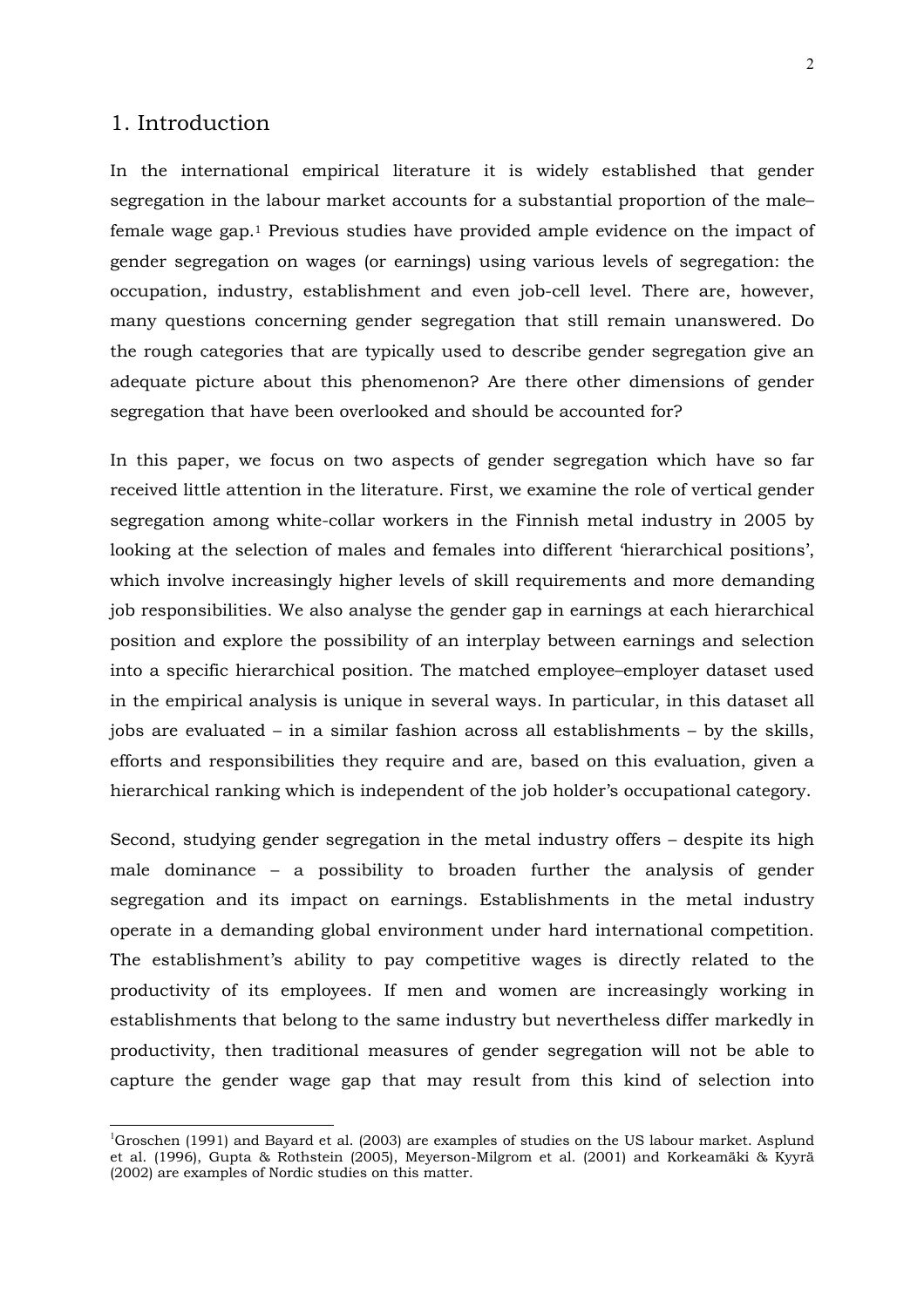# 1. Introduction

In the international empirical literature it is widely established that gender segregation in the labour market accounts for a substantial proportion of the male–female wage gap.[1] Previous studies have provided ample evidence on the impact of gender segregation on wages (or earnings) using various levels of segregation: the occupation, industry, establishment and even job-cell level. There are, however, many questions concerning gender segregation that still remain unanswered. Do the rough categories that are typically used to describe gender segregation give an adequate picture about this phenomenon? Are there other dimensions of gender segregation that have been overlooked and should be accounted for?

In this paper, we focus on two aspects of gender segregation which have so far received little attention in the literature. First, we examine the role of vertical gender segregation among white-collar workers in the Finnish metal industry in 2005 by looking at the selection of males and females into different 'hierarchical positions', which involve increasingly higher levels of skill requirements and more demanding job responsibilities. We also analyse the gender gap in earnings at each hierarchical position and explore the possibility of an interplay between earnings and selection into a specific hierarchical position. The matched employee–employer dataset used in the empirical analysis is unique in several ways. In particular, in this dataset all jobs are evaluated – in a similar fashion across all establishments – by the skills, efforts and responsibilities they require and are, based on this evaluation, given a hierarchical ranking which is independent of the job holder's occupational category.

Second, studying gender segregation in the metal industry offers – despite its high male dominance – a possibility to broaden further the analysis of gender segregation and its impact on earnings. Establishments in the metal industry operate in a demanding global environment under hard international competition. The establishment's ability to pay competitive wages is directly related to the productivity of its employees. If men and women are increasingly working in establishments that belong to the same industry but nevertheless differ markedly in productivity, then traditional measures of gender segregation will not be able to capture the gender wage gap that may result from this kind of selection into

[1] Groschen (1991) and Bayard et al. (2003) are examples of studies on the US labour market. Asplund et al. (1996), Gupta & Rothstein (2005), Meyerson-Milgrom et al. (2001) and Korkeamäki & Kyyrä (2002) are examples of Nordic studies on this matter.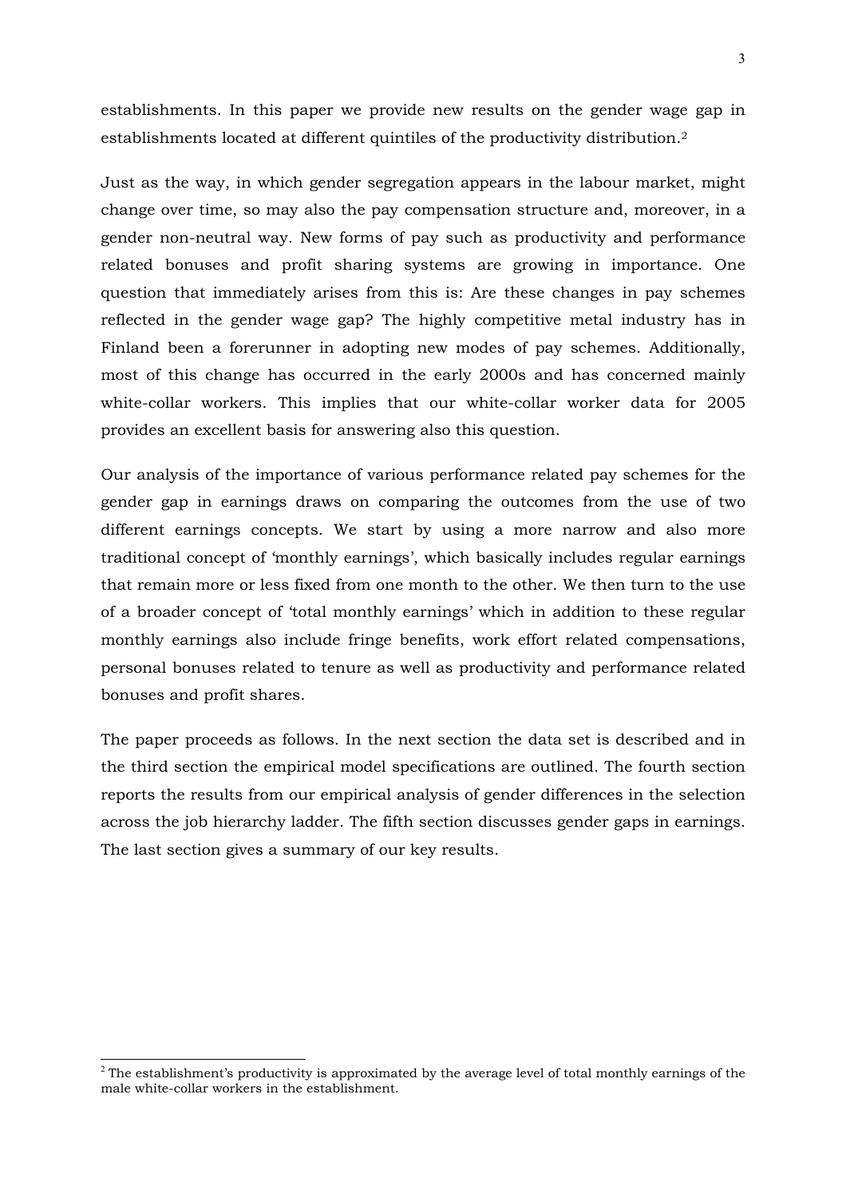establishments. In this paper we provide new results on the gender wage gap in establishments located at different quintiles of the productivity distribution.[2]

Just as the way, in which gender segregation appears in the labour market, might change over time, so may also the pay compensation structure and, moreover, in a gender non-neutral way. New forms of pay such as productivity and performance related bonuses and profit sharing systems are growing in importance. One question that immediately arises from this is: Are these changes in pay schemes reflected in the gender wage gap? The highly competitive metal industry has in Finland been a forerunner in adopting new modes of pay schemes. Additionally, most of this change has occurred in the early 2000s and has concerned mainly white-collar workers. This implies that our white-collar worker data for 2005 provides an excellent basis for answering also this question.

Our analysis of the importance of various performance related pay schemes for the gender gap in earnings draws on comparing the outcomes from the use of two different earnings concepts. We start by using a more narrow and also more traditional concept of 'monthly earnings', which basically includes regular earnings that remain more or less fixed from one month to the other. We then turn to the use of a broader concept of 'total monthly earnings' which in addition to these regular monthly earnings also include fringe benefits, work effort related compensations, personal bonuses related to tenure as well as productivity and performance related bonuses and profit shares.

The paper proceeds as follows. In the next section the data set is described and in the third section the empirical model specifications are outlined. The fourth section reports the results from our empirical analysis of gender differences in the selection across the job hierarchy ladder. The fifth section discusses gender gaps in earnings. The last section gives a summary of our key results.

[2] The establishment's productivity is approximated by the average level of total monthly earnings of the male white-collar workers in the establishment.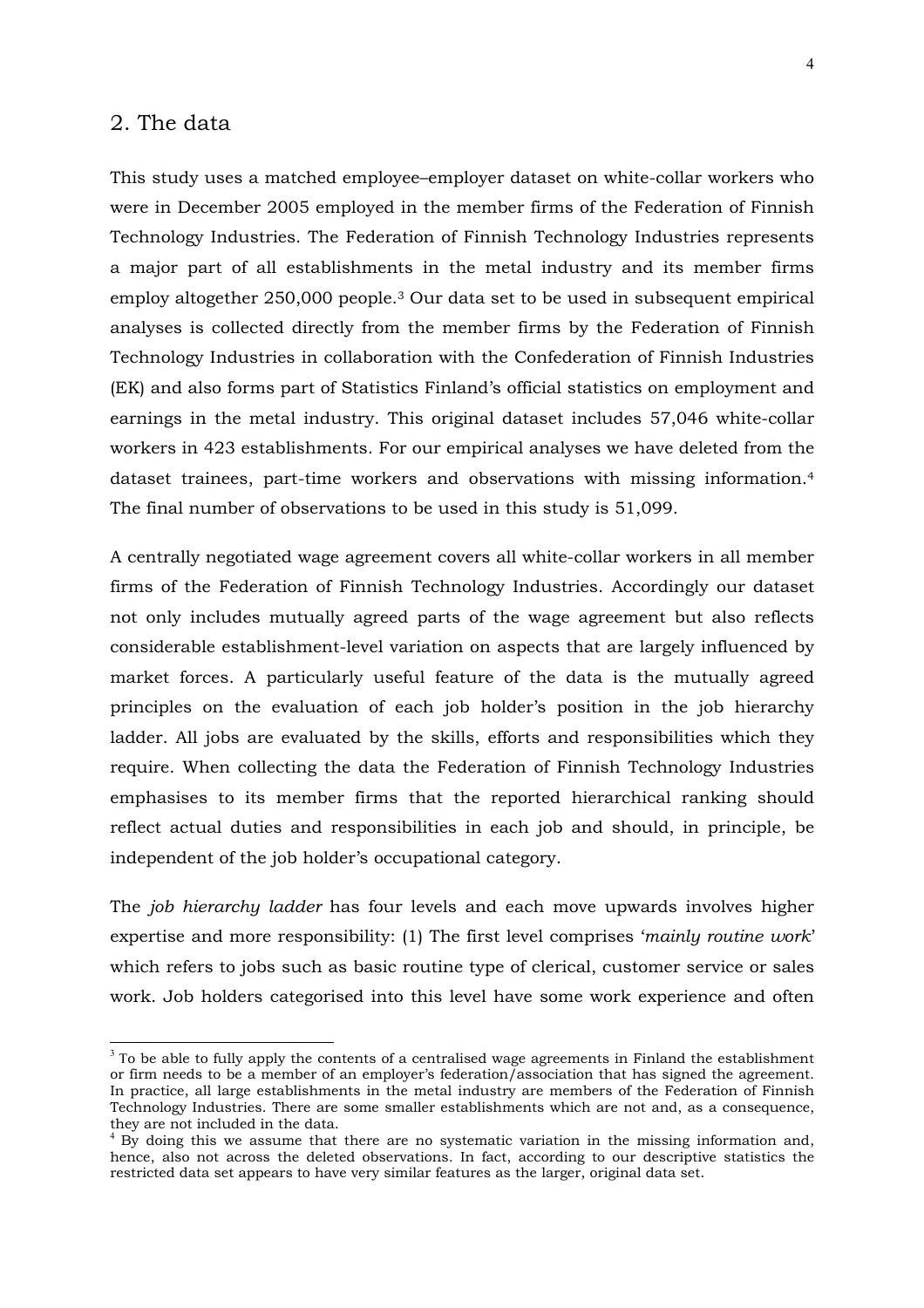## 2. The data

This study uses a matched employee–employer dataset on white-collar workers who were in December 2005 employed in the member firms of the Federation of Finnish Technology Industries. The Federation of Finnish Technology Industries represents a major part of all establishments in the metal industry and its member firms employ altogether 250,000 people.[3] Our data set to be used in subsequent empirical analyses is collected directly from the member firms by the Federation of Finnish Technology Industries in collaboration with the Confederation of Finnish Industries (EK) and also forms part of Statistics Finland's official statistics on employment and earnings in the metal industry. This original dataset includes 57,046 white-collar workers in 423 establishments. For our empirical analyses we have deleted from the dataset trainees, part-time workers and observations with missing information.[4] The final number of observations to be used in this study is 51,099.

A centrally negotiated wage agreement covers all white-collar workers in all member firms of the Federation of Finnish Technology Industries. Accordingly our dataset not only includes mutually agreed parts of the wage agreement but also reflects considerable establishment-level variation on aspects that are largely influenced by market forces. A particularly useful feature of the data is the mutually agreed principles on the evaluation of each job holder's position in the job hierarchy ladder. All jobs are evaluated by the skills, efforts and responsibilities which they require. When collecting the data the Federation of Finnish Technology Industries emphasises to its member firms that the reported hierarchical ranking should reflect actual duties and responsibilities in each job and should, in principle, be independent of the job holder's occupational category.

The *job hierarchy ladder* has four levels and each move upwards involves higher expertise and more responsibility: (1) The first level comprises '*mainly routine work*' which refers to jobs such as basic routine type of clerical, customer service or sales work. Job holders categorised into this level have some work experience and often

---

[3] To be able to fully apply the contents of a centralised wage agreements in Finland the establishment or firm needs to be a member of an employer's federation/association that has signed the agreement. In practice, all large establishments in the metal industry are members of the Federation of Finnish Technology Industries. There are some smaller establishments which are not and, as a consequence, they are not included in the data.

[4] By doing this we assume that there are no systematic variation in the missing information and, hence, also not across the deleted observations. In fact, according to our descriptive statistics the restricted data set appears to have very similar features as the larger, original data set.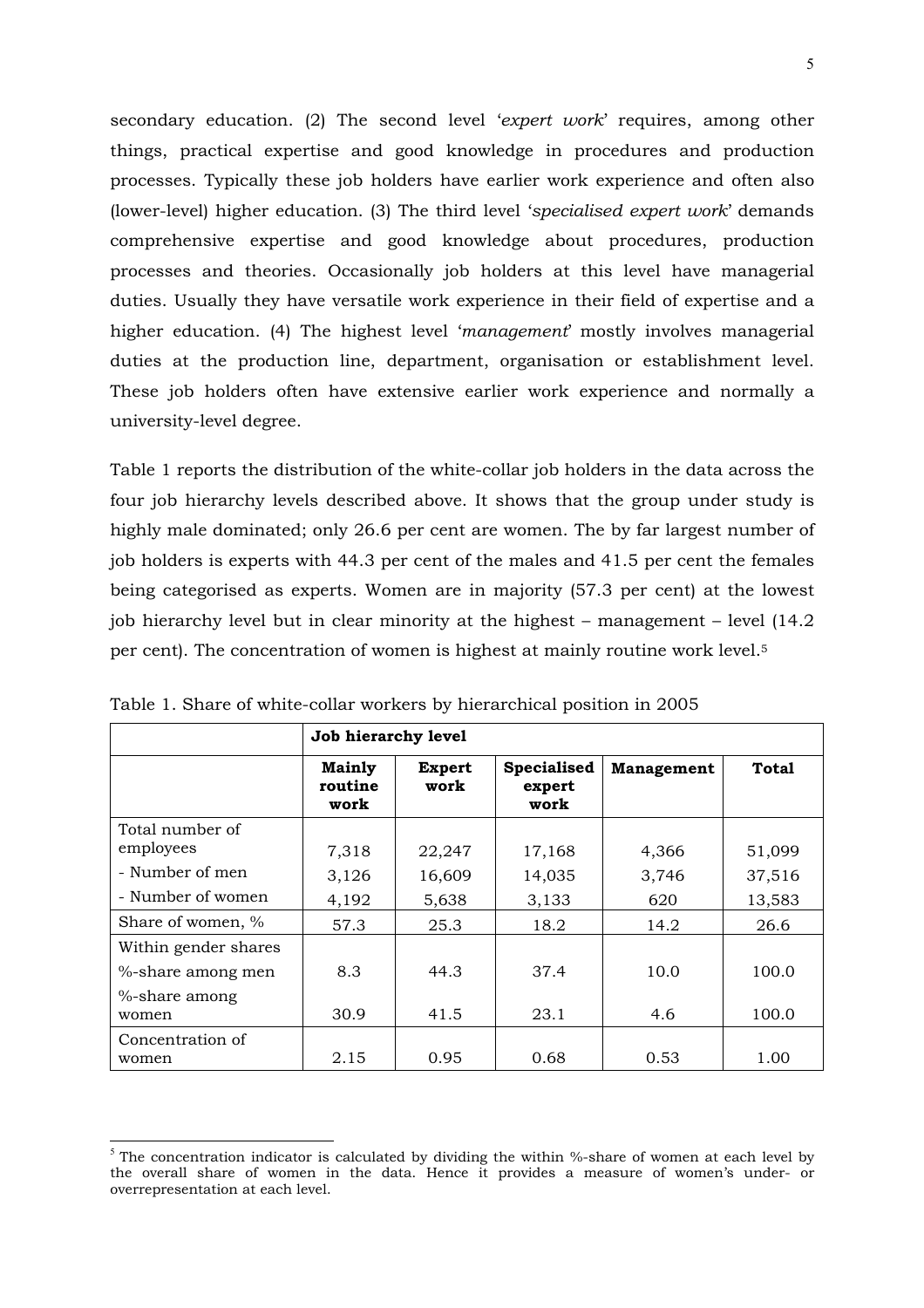secondary education. (2) The second level '*expert work*' requires, among other things, practical expertise and good knowledge in procedures and production processes. Typically these job holders have earlier work experience and often also (lower-level) higher education. (3) The third level '*specialised expert work*' demands comprehensive expertise and good knowledge about procedures, production processes and theories. Occasionally job holders at this level have managerial duties. Usually they have versatile work experience in their field of expertise and a higher education. (4) The highest level '*management*' mostly involves managerial duties at the production line, department, organisation or establishment level. These job holders often have extensive earlier work experience and normally a university-level degree.

Table 1 reports the distribution of the white-collar job holders in the data across the four job hierarchy levels described above. It shows that the group under study is highly male dominated; only 26.6 per cent are women. The by far largest number of job holders is experts with 44.3 per cent of the males and 41.5 per cent the females being categorised as experts. Women are in majority (57.3 per cent) at the lowest job hierarchy level but in clear minority at the highest – management – level (14.2 per cent). The concentration of women is highest at mainly routine work level.[5]

Table 1. Share of white-collar workers by hierarchical position in 2005

| | **Job hierarchy level** | | | | |
|---|---|---|---|---|---|
| | **Mainly routine work** | **Expert work** | **Specialised expert work** | **Management** | **Total** |
| Total number of employees | 7,318 | 22,247 | 17,168 | 4,366 | 51,099 |
| - Number of men | 3,126 | 16,609 | 14,035 | 3,746 | 37,516 |
| - Number of women | 4,192 | 5,638 | 3,133 | 620 | 13,583 |
| Share of women, % | 57.3 | 25.3 | 18.2 | 14.2 | 26.6 |
| Within gender shares | | | | | |
| %-share among men | 8.3 | 44.3 | 37.4 | 10.0 | 100.0 |
| %-share among women | 30.9 | 41.5 | 23.1 | 4.6 | 100.0 |
| Concentration of women | 2.15 | 0.95 | 0.68 | 0.53 | 1.00 |

[5] The concentration indicator is calculated by dividing the within %-share of women at each level by the overall share of women in the data. Hence it provides a measure of women's under- or overrepresentation at each level.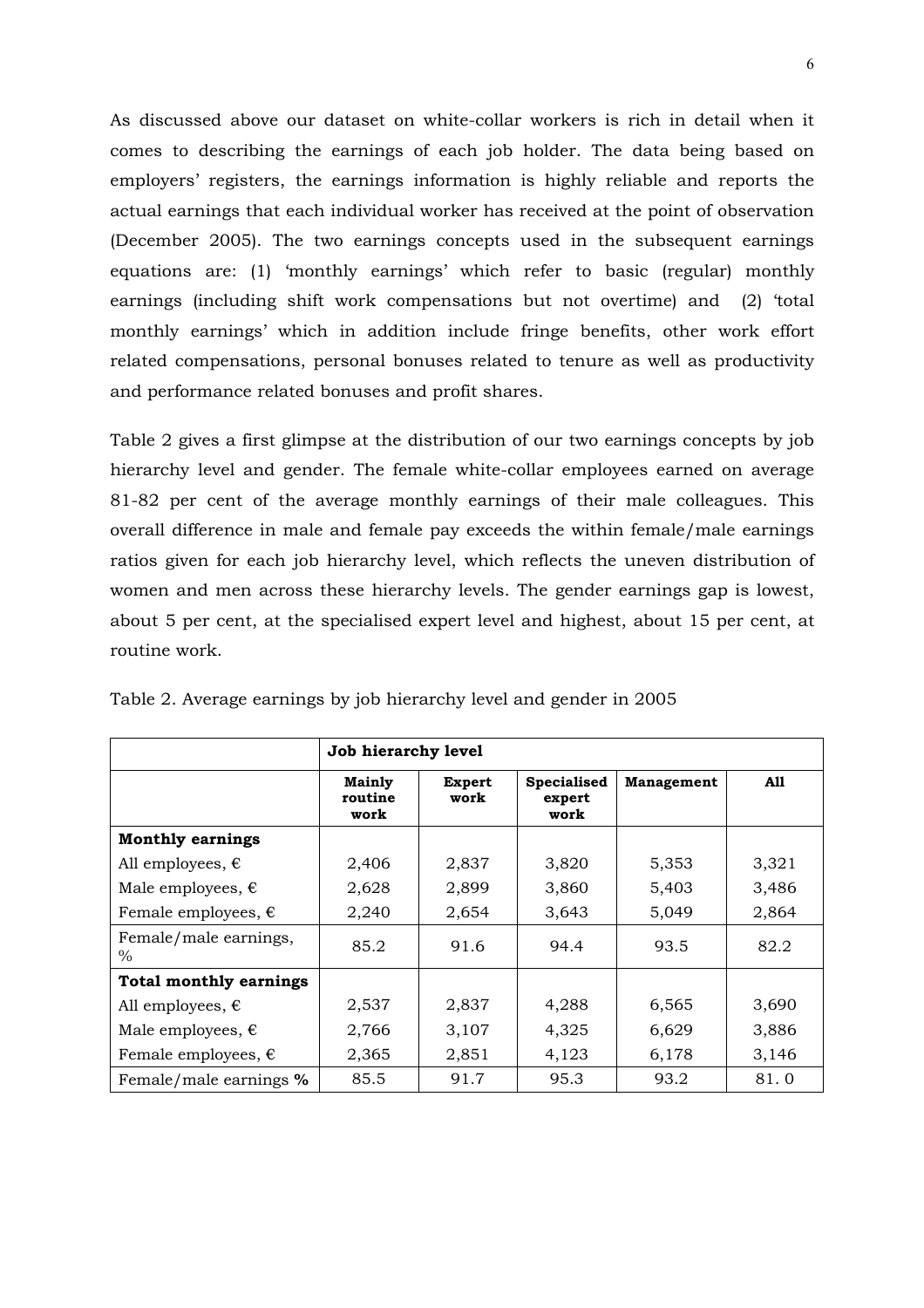As discussed above our dataset on white-collar workers is rich in detail when it comes to describing the earnings of each job holder. The data being based on employers' registers, the earnings information is highly reliable and reports the actual earnings that each individual worker has received at the point of observation (December 2005). The two earnings concepts used in the subsequent earnings equations are: (1) 'monthly earnings' which refer to basic (regular) monthly earnings (including shift work compensations but not overtime) and (2) 'total monthly earnings' which in addition include fringe benefits, other work effort related compensations, personal bonuses related to tenure as well as productivity and performance related bonuses and profit shares.

Table 2 gives a first glimpse at the distribution of our two earnings concepts by job hierarchy level and gender. The female white-collar employees earned on average 81-82 per cent of the average monthly earnings of their male colleagues. This overall difference in male and female pay exceeds the within female/male earnings ratios given for each job hierarchy level, which reflects the uneven distribution of women and men across these hierarchy levels. The gender earnings gap is lowest, about 5 per cent, at the specialised expert level and highest, about 15 per cent, at routine work.

Table 2. Average earnings by job hierarchy level and gender in 2005

| | **Job hierarchy level** | | | | |
|---|---|---|---|---|---|
| | **Mainly routine work** | **Expert work** | **Specialised expert work** | **Management** | **All** |
| **Monthly earnings** | | | | | |
| All employees, € | 2,406 | 2,837 | 3,820 | 5,353 | 3,321 |
| Male employees, € | 2,628 | 2,899 | 3,860 | 5,403 | 3,486 |
| Female employees, € | 2,240 | 2,654 | 3,643 | 5,049 | 2,864 |
| Female/male earnings, % | 85.2 | 91.6 | 94.4 | 93.5 | 82.2 |
| **Total monthly earnings** | | | | | |
| All employees, € | 2,537 | 2,837 | 4,288 | 6,565 | 3,690 |
| Male employees, € | 2,766 | 3,107 | 4,325 | 6,629 | 3,886 |
| Female employees, € | 2,365 | 2,851 | 4,123 | 6,178 | 3,146 |
| Female/male earnings **%** | 85.5 | 91.7 | 95.3 | 93.2 | 81. 0 |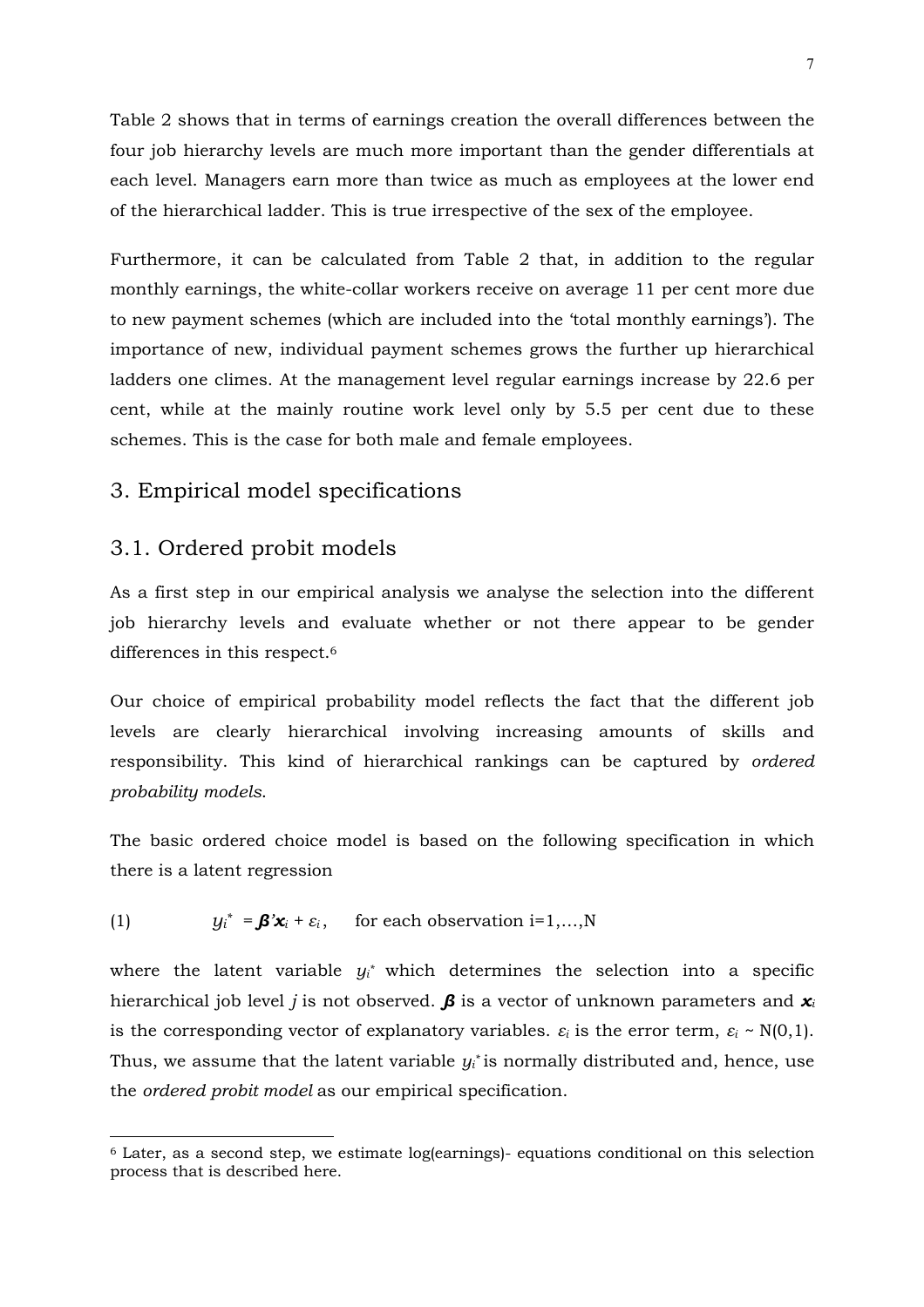Table 2 shows that in terms of earnings creation the overall differences between the four job hierarchy levels are much more important than the gender differentials at each level. Managers earn more than twice as much as employees at the lower end of the hierarchical ladder. This is true irrespective of the sex of the employee.

Furthermore, it can be calculated from Table 2 that, in addition to the regular monthly earnings, the white-collar workers receive on average 11 per cent more due to new payment schemes (which are included into the 'total monthly earnings'). The importance of new, individual payment schemes grows the further up hierarchical ladders one climes. At the management level regular earnings increase by 22.6 per cent, while at the mainly routine work level only by 5.5 per cent due to these schemes. This is the case for both male and female employees.

## 3. Empirical model specifications

### 3.1. Ordered probit models

As a first step in our empirical analysis we analyse the selection into the different job hierarchy levels and evaluate whether or not there appear to be gender differences in this respect.[6]

Our choice of empirical probability model reflects the fact that the different job levels are clearly hierarchical involving increasing amounts of skills and responsibility. This kind of hierarchical rankings can be captured by *ordered probability models*.

The basic ordered choice model is based on the following specification in which there is a latent regression

$$(1) \qquad y_i^* = \boldsymbol{\beta}'\boldsymbol{x}_i + \varepsilon_i, \qquad \text{for each observation } i=1,\ldots,N$$

where the latent variable $y_i^*$ which determines the selection into a specific hierarchical job level $j$ is not observed. $\boldsymbol{\beta}$ is a vector of unknown parameters and $\boldsymbol{x}_i$ is the corresponding vector of explanatory variables. $\varepsilon_i$ is the error term, $\varepsilon_i \sim N(0,1)$. Thus, we assume that the latent variable $y_i^*$ is normally distributed and, hence, use the *ordered probit model* as our empirical specification.

[6] Later, as a second step, we estimate log(earnings)- equations conditional on this selection process that is described here.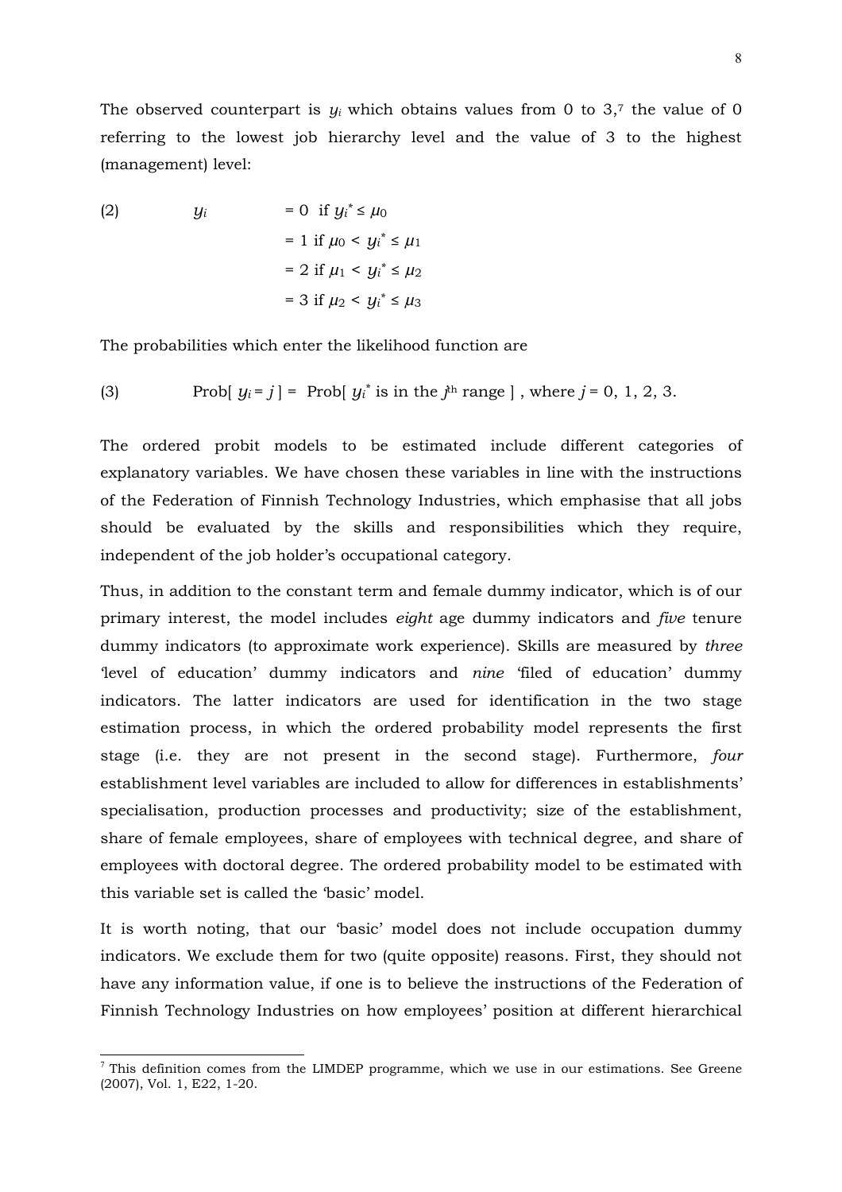The observed counterpart is $y_i$ which obtains values from 0 to 3,[7] the value of 0 referring to the lowest job hierarchy level and the value of 3 to the highest (management) level:

$$
(2) \qquad y_i \quad \begin{aligned} &= 0 \ \text{ if } y_i^* \leq \mu_0 \\ &= 1 \text{ if } \mu_0 < y_i^* \leq \mu_1 \\ &= 2 \text{ if } \mu_1 < y_i^* \leq \mu_2 \\ &= 3 \text{ if } \mu_2 < y_i^* \leq \mu_3 \end{aligned}
$$

The probabilities which enter the likelihood function are

$$
(3) \qquad \text{Prob}[\ y_i = j\ ] = \ \text{Prob}[\ y_i^* \text{ is in the } j^{\text{th}} \text{ range }]\ , \text{ where } j = 0,\ 1,\ 2,\ 3.
$$

The ordered probit models to be estimated include different categories of explanatory variables. We have chosen these variables in line with the instructions of the Federation of Finnish Technology Industries, which emphasise that all jobs should be evaluated by the skills and responsibilities which they require, independent of the job holder's occupational category.

Thus, in addition to the constant term and female dummy indicator, which is of our primary interest, the model includes *eight* age dummy indicators and *five* tenure dummy indicators (to approximate work experience). Skills are measured by *three* 'level of education' dummy indicators and *nine* 'filed of education' dummy indicators. The latter indicators are used for identification in the two stage estimation process, in which the ordered probability model represents the first stage (i.e. they are not present in the second stage). Furthermore, *four* establishment level variables are included to allow for differences in establishments' specialisation, production processes and productivity; size of the establishment, share of female employees, share of employees with technical degree, and share of employees with doctoral degree. The ordered probability model to be estimated with this variable set is called the 'basic' model.

It is worth noting, that our 'basic' model does not include occupation dummy indicators. We exclude them for two (quite opposite) reasons. First, they should not have any information value, if one is to believe the instructions of the Federation of Finnish Technology Industries on how employees' position at different hierarchical

---

[7] This definition comes from the LIMDEP programme, which we use in our estimations. See Greene (2007), Vol. 1, E22, 1-20.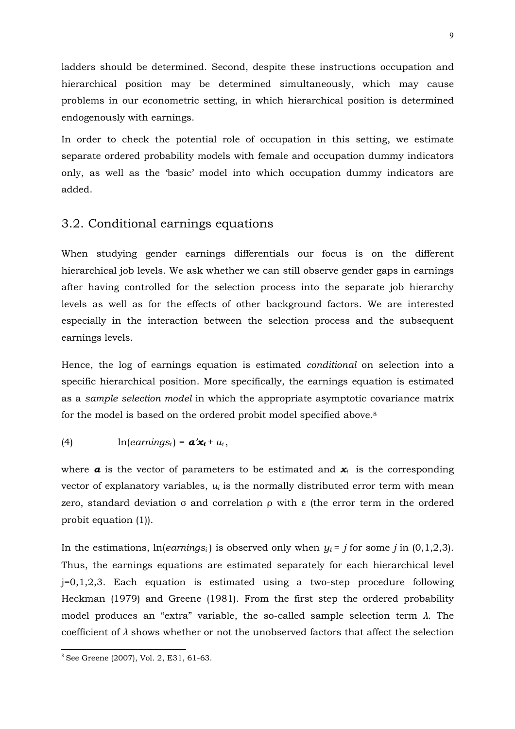ladders should be determined. Second, despite these instructions occupation and hierarchical position may be determined simultaneously, which may cause problems in our econometric setting, in which hierarchical position is determined endogenously with earnings.

In order to check the potential role of occupation in this setting, we estimate separate ordered probability models with female and occupation dummy indicators only, as well as the 'basic' model into which occupation dummy indicators are added.

## 3.2. Conditional earnings equations

When studying gender earnings differentials our focus is on the different hierarchical job levels. We ask whether we can still observe gender gaps in earnings after having controlled for the selection process into the separate job hierarchy levels as well as for the effects of other background factors. We are interested especially in the interaction between the selection process and the subsequent earnings levels.

Hence, the log of earnings equation is estimated *conditional* on selection into a specific hierarchical position. More specifically, the earnings equation is estimated as a *sample selection model* in which the appropriate asymptotic covariance matrix for the model is based on the ordered probit model specified above.[8]

$$(4) \qquad \ln(earnings_i) = \boldsymbol{\alpha}'\boldsymbol{x_i} + u_i,$$

where $\boldsymbol{\alpha}$ is the vector of parameters to be estimated and $\boldsymbol{x}_i$ is the corresponding vector of explanatory variables, $u_i$ is the normally distributed error term with mean zero, standard deviation $\sigma$ and correlation $\rho$ with $\varepsilon$ (the error term in the ordered probit equation (1)).

In the estimations, $\ln(earnings_i)$ is observed only when $y_i = j$ for some $j$ in (0,1,2,3). Thus, the earnings equations are estimated separately for each hierarchical level j=0,1,2,3. Each equation is estimated using a two-step procedure following Heckman (1979) and Greene (1981). From the first step the ordered probability model produces an "extra" variable, the so-called sample selection term $\lambda$. The coefficient of $\lambda$ shows whether or not the unobserved factors that affect the selection

[8] See Greene (2007), Vol. 2, E31, 61-63.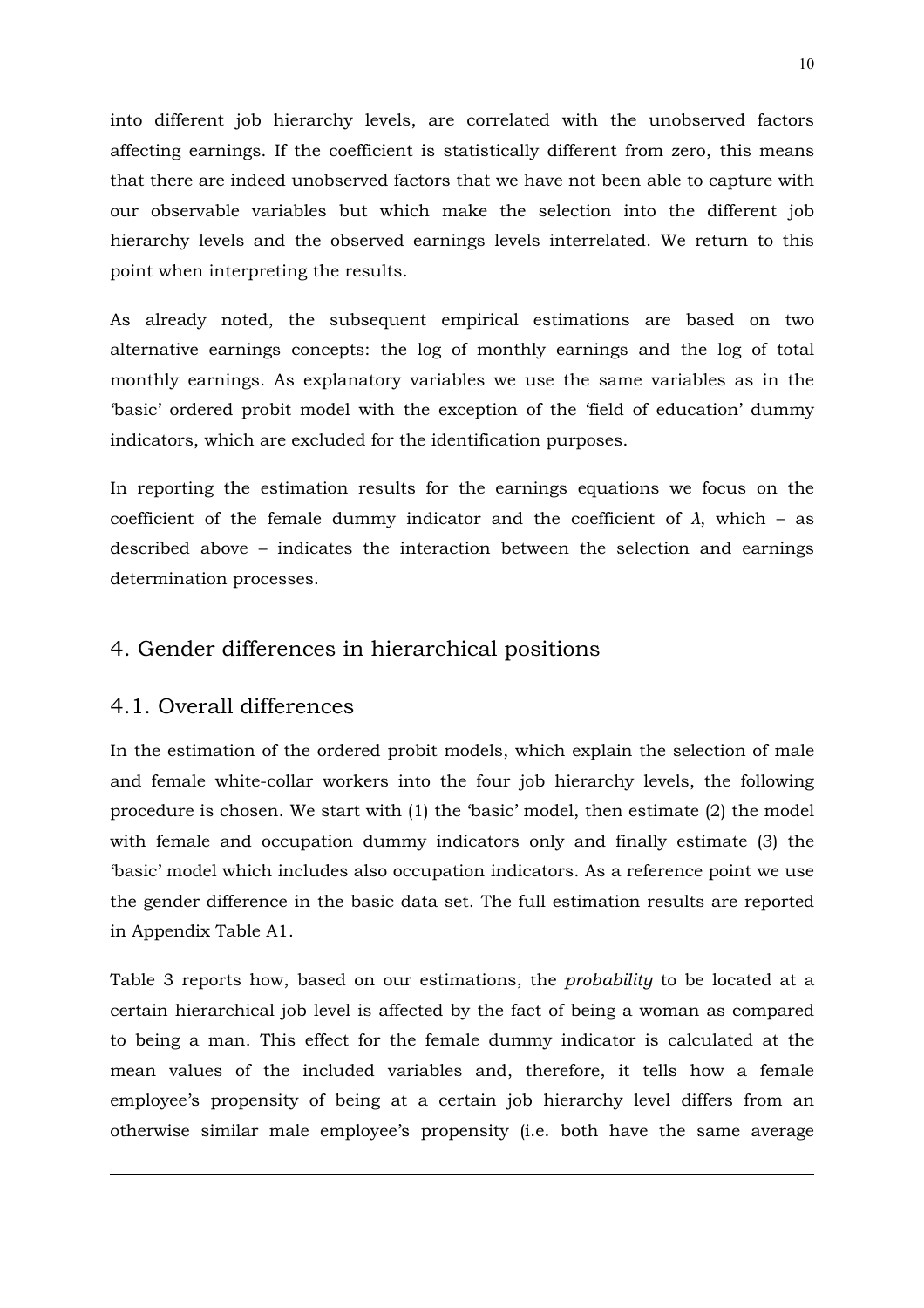into different job hierarchy levels, are correlated with the unobserved factors affecting earnings. If the coefficient is statistically different from zero, this means that there are indeed unobserved factors that we have not been able to capture with our observable variables but which make the selection into the different job hierarchy levels and the observed earnings levels interrelated. We return to this point when interpreting the results.

As already noted, the subsequent empirical estimations are based on two alternative earnings concepts: the log of monthly earnings and the log of total monthly earnings. As explanatory variables we use the same variables as in the 'basic' ordered probit model with the exception of the 'field of education' dummy indicators, which are excluded for the identification purposes.

In reporting the estimation results for the earnings equations we focus on the coefficient of the female dummy indicator and the coefficient of $\lambda$, which – as described above – indicates the interaction between the selection and earnings determination processes.

## 4. Gender differences in hierarchical positions

### 4.1. Overall differences

In the estimation of the ordered probit models, which explain the selection of male and female white-collar workers into the four job hierarchy levels, the following procedure is chosen. We start with (1) the 'basic' model, then estimate (2) the model with female and occupation dummy indicators only and finally estimate (3) the 'basic' model which includes also occupation indicators. As a reference point we use the gender difference in the basic data set. The full estimation results are reported in Appendix Table A1.

Table 3 reports how, based on our estimations, the *probability* to be located at a certain hierarchical job level is affected by the fact of being a woman as compared to being a man. This effect for the female dummy indicator is calculated at the mean values of the included variables and, therefore, it tells how a female employee's propensity of being at a certain job hierarchy level differs from an otherwise similar male employee's propensity (i.e. both have the same average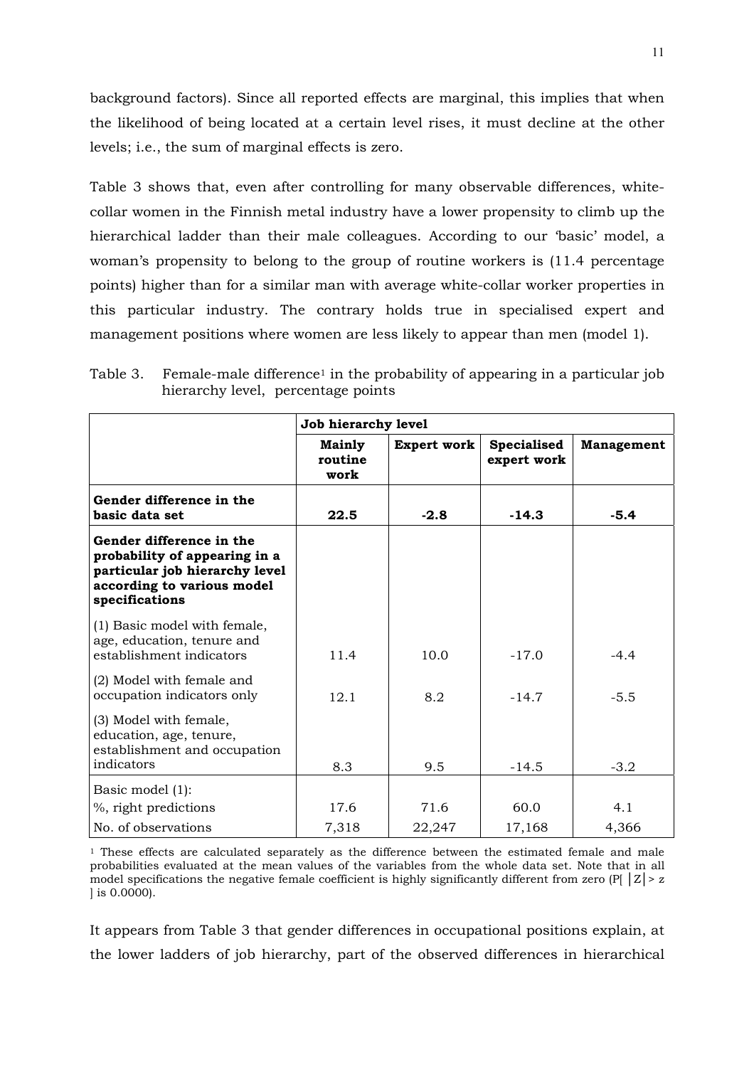background factors). Since all reported effects are marginal, this implies that when the likelihood of being located at a certain level rises, it must decline at the other levels; i.e., the sum of marginal effects is zero.

Table 3 shows that, even after controlling for many observable differences, white-collar women in the Finnish metal industry have a lower propensity to climb up the hierarchical ladder than their male colleagues. According to our 'basic' model, a woman's propensity to belong to the group of routine workers is (11.4 percentage points) higher than for a similar man with average white-collar worker properties in this particular industry. The contrary holds true in specialised expert and management positions where women are less likely to appear than men (model 1).

Table 3. Female-male difference[1] in the probability of appearing in a particular job hierarchy level, percentage points

| | **Job hierarchy level** | | | |
|---|---|---|---|---|
| | **Mainly routine work** | **Expert work** | **Specialised expert work** | **Management** |
| **Gender difference in the basic data set** | **22.5** | **-2.8** | **-14.3** | **-5.4** |
| **Gender difference in the probability of appearing in a particular job hierarchy level according to various model specifications** | | | | |
| (1) Basic model with female, age, education, tenure and establishment indicators | 11.4 | 10.0 | -17.0 | -4.4 |
| (2) Model with female and occupation indicators only | 12.1 | 8.2 | -14.7 | -5.5 |
| (3) Model with female, education, age, tenure, establishment and occupation indicators | 8.3 | 9.5 | -14.5 | -3.2 |
| Basic model (1): | | | | |
| %, right predictions | 17.6 | 71.6 | 60.0 | 4.1 |
| No. of observations | 7,318 | 22,247 | 17,168 | 4,366 |

[1] These effects are calculated separately as the difference between the estimated female and male probabilities evaluated at the mean values of the variables from the whole data set. Note that in all model specifications the negative female coefficient is highly significantly different from zero ($P[\,|Z| > z\,]$ is 0.0000).

It appears from Table 3 that gender differences in occupational positions explain, at the lower ladders of job hierarchy, part of the observed differences in hierarchical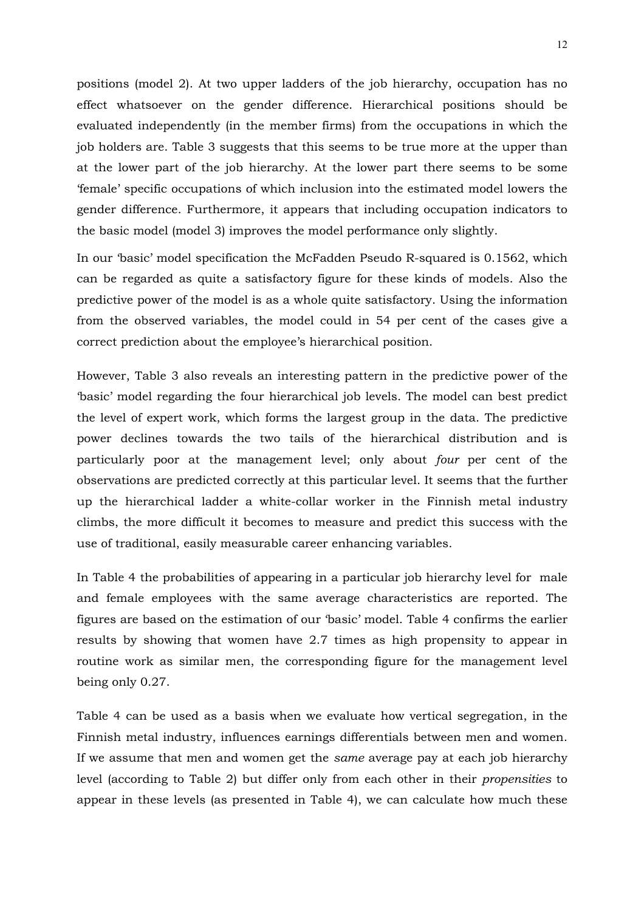positions (model 2). At two upper ladders of the job hierarchy, occupation has no effect whatsoever on the gender difference. Hierarchical positions should be evaluated independently (in the member firms) from the occupations in which the job holders are. Table 3 suggests that this seems to be true more at the upper than at the lower part of the job hierarchy. At the lower part there seems to be some 'female' specific occupations of which inclusion into the estimated model lowers the gender difference. Furthermore, it appears that including occupation indicators to the basic model (model 3) improves the model performance only slightly.

In our 'basic' model specification the McFadden Pseudo R-squared is 0.1562, which can be regarded as quite a satisfactory figure for these kinds of models. Also the predictive power of the model is as a whole quite satisfactory. Using the information from the observed variables, the model could in 54 per cent of the cases give a correct prediction about the employee's hierarchical position.

However, Table 3 also reveals an interesting pattern in the predictive power of the 'basic' model regarding the four hierarchical job levels. The model can best predict the level of expert work, which forms the largest group in the data. The predictive power declines towards the two tails of the hierarchical distribution and is particularly poor at the management level; only about *four* per cent of the observations are predicted correctly at this particular level. It seems that the further up the hierarchical ladder a white-collar worker in the Finnish metal industry climbs, the more difficult it becomes to measure and predict this success with the use of traditional, easily measurable career enhancing variables.

In Table 4 the probabilities of appearing in a particular job hierarchy level for male and female employees with the same average characteristics are reported. The figures are based on the estimation of our 'basic' model. Table 4 confirms the earlier results by showing that women have 2.7 times as high propensity to appear in routine work as similar men, the corresponding figure for the management level being only 0.27.

Table 4 can be used as a basis when we evaluate how vertical segregation, in the Finnish metal industry, influences earnings differentials between men and women. If we assume that men and women get the *same* average pay at each job hierarchy level (according to Table 2) but differ only from each other in their *propensities* to appear in these levels (as presented in Table 4), we can calculate how much these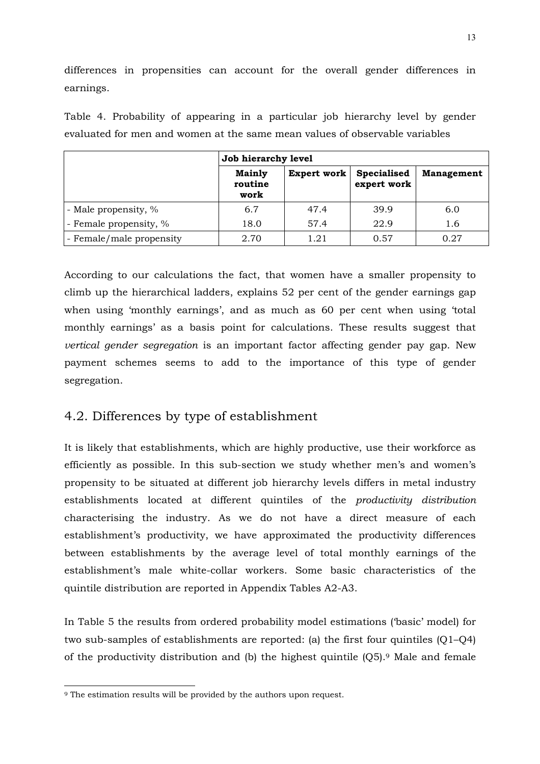differences in propensities can account for the overall gender differences in earnings.

Table 4. Probability of appearing in a particular job hierarchy level by gender evaluated for men and women at the same mean values of observable variables

| | **Job hierarchy level** | | | |
|---|---|---|---|---|
| | **Mainly routine work** | **Expert work** | **Specialised expert work** | **Management** |
| - Male propensity, % | 6.7 | 47.4 | 39.9 | 6.0 |
| - Female propensity, % | 18.0 | 57.4 | 22.9 | 1.6 |
| - Female/male propensity | 2.70 | 1.21 | 0.57 | 0.27 |

According to our calculations the fact, that women have a smaller propensity to climb up the hierarchical ladders, explains 52 per cent of the gender earnings gap when using 'monthly earnings', and as much as 60 per cent when using 'total monthly earnings' as a basis point for calculations. These results suggest that *vertical gender segregation* is an important factor affecting gender pay gap. New payment schemes seems to add to the importance of this type of gender segregation.

## 4.2. Differences by type of establishment

It is likely that establishments, which are highly productive, use their workforce as efficiently as possible. In this sub-section we study whether men's and women's propensity to be situated at different job hierarchy levels differs in metal industry establishments located at different quintiles of the *productivity distribution* characterising the industry. As we do not have a direct measure of each establishment's productivity, we have approximated the productivity differences between establishments by the average level of total monthly earnings of the establishment's male white-collar workers. Some basic characteristics of the quintile distribution are reported in Appendix Tables A2-A3.

In Table 5 the results from ordered probability model estimations ('basic' model) for two sub-samples of establishments are reported: (a) the first four quintiles (Q1–Q4) of the productivity distribution and (b) the highest quintile (Q5).[9] Male and female

[9] The estimation results will be provided by the authors upon request.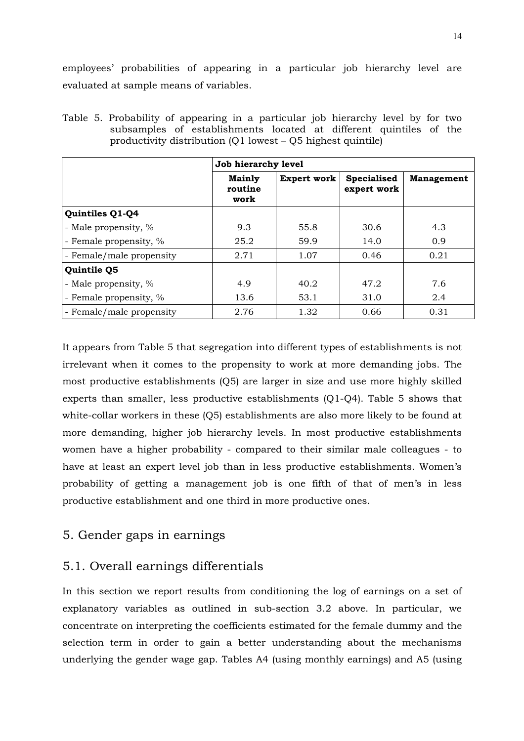employees' probabilities of appearing in a particular job hierarchy level are evaluated at sample means of variables.

Table 5. Probability of appearing in a particular job hierarchy level by for two subsamples of establishments located at different quintiles of the productivity distribution (Q1 lowest – Q5 highest quintile)

| | **Job hierarchy level** | | | |
|---|---|---|---|---|
| | **Mainly routine work** | **Expert work** | **Specialised expert work** | **Management** |
| **Quintiles Q1-Q4** | | | | |
| - Male propensity, % | 9.3 | 55.8 | 30.6 | 4.3 |
| - Female propensity, % | 25.2 | 59.9 | 14.0 | 0.9 |
| - Female/male propensity | 2.71 | 1.07 | 0.46 | 0.21 |
| **Quintile Q5** | | | | |
| - Male propensity, % | 4.9 | 40.2 | 47.2 | 7.6 |
| - Female propensity, % | 13.6 | 53.1 | 31.0 | 2.4 |
| - Female/male propensity | 2.76 | 1.32 | 0.66 | 0.31 |

It appears from Table 5 that segregation into different types of establishments is not irrelevant when it comes to the propensity to work at more demanding jobs. The most productive establishments (Q5) are larger in size and use more highly skilled experts than smaller, less productive establishments (Q1-Q4). Table 5 shows that white-collar workers in these (Q5) establishments are also more likely to be found at more demanding, higher job hierarchy levels. In most productive establishments women have a higher probability - compared to their similar male colleagues - to have at least an expert level job than in less productive establishments. Women's probability of getting a management job is one fifth of that of men's in less productive establishment and one third in more productive ones.

## 5. Gender gaps in earnings

### 5.1. Overall earnings differentials

In this section we report results from conditioning the log of earnings on a set of explanatory variables as outlined in sub-section 3.2 above. In particular, we concentrate on interpreting the coefficients estimated for the female dummy and the selection term in order to gain a better understanding about the mechanisms underlying the gender wage gap. Tables A4 (using monthly earnings) and A5 (using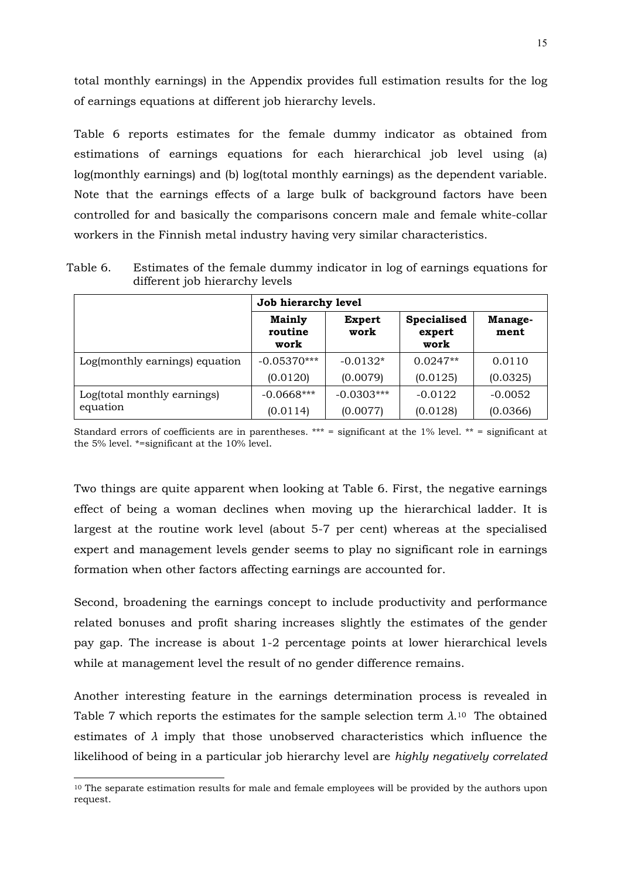total monthly earnings) in the Appendix provides full estimation results for the log of earnings equations at different job hierarchy levels.

Table 6 reports estimates for the female dummy indicator as obtained from estimations of earnings equations for each hierarchical job level using (a) log(monthly earnings) and (b) log(total monthly earnings) as the dependent variable. Note that the earnings effects of a large bulk of background factors have been controlled for and basically the comparisons concern male and female white-collar workers in the Finnish metal industry having very similar characteristics.

Table 6. Estimates of the female dummy indicator in log of earnings equations for different job hierarchy levels

| | **Job hierarchy level** | | | |
|---|---|---|---|---|
| | **Mainly routine work** | **Expert work** | **Specialised expert work** | **Management** |
| Log(monthly earnings) equation | -0.05370*** | -0.0132* | 0.0247** | 0.0110 |
| | (0.0120) | (0.0079) | (0.0125) | (0.0325) |
| Log(total monthly earnings) equation | -0.0668*** | -0.0303*** | -0.0122 | -0.0052 |
| | (0.0114) | (0.0077) | (0.0128) | (0.0366) |

Standard errors of coefficients are in parentheses. *** = significant at the 1% level. ** = significant at the 5% level. *=significant at the 10% level.

Two things are quite apparent when looking at Table 6. First, the negative earnings effect of being a woman declines when moving up the hierarchical ladder. It is largest at the routine work level (about 5-7 per cent) whereas at the specialised expert and management levels gender seems to play no significant role in earnings formation when other factors affecting earnings are accounted for.

Second, broadening the earnings concept to include productivity and performance related bonuses and profit sharing increases slightly the estimates of the gender pay gap. The increase is about 1-2 percentage points at lower hierarchical levels while at management level the result of no gender difference remains.

Another interesting feature in the earnings determination process is revealed in Table 7 which reports the estimates for the sample selection term $\lambda$.[10] The obtained estimates of $\lambda$ imply that those unobserved characteristics which influence the likelihood of being in a particular job hierarchy level are *highly negatively correlated*

[10] The separate estimation results for male and female employees will be provided by the authors upon request.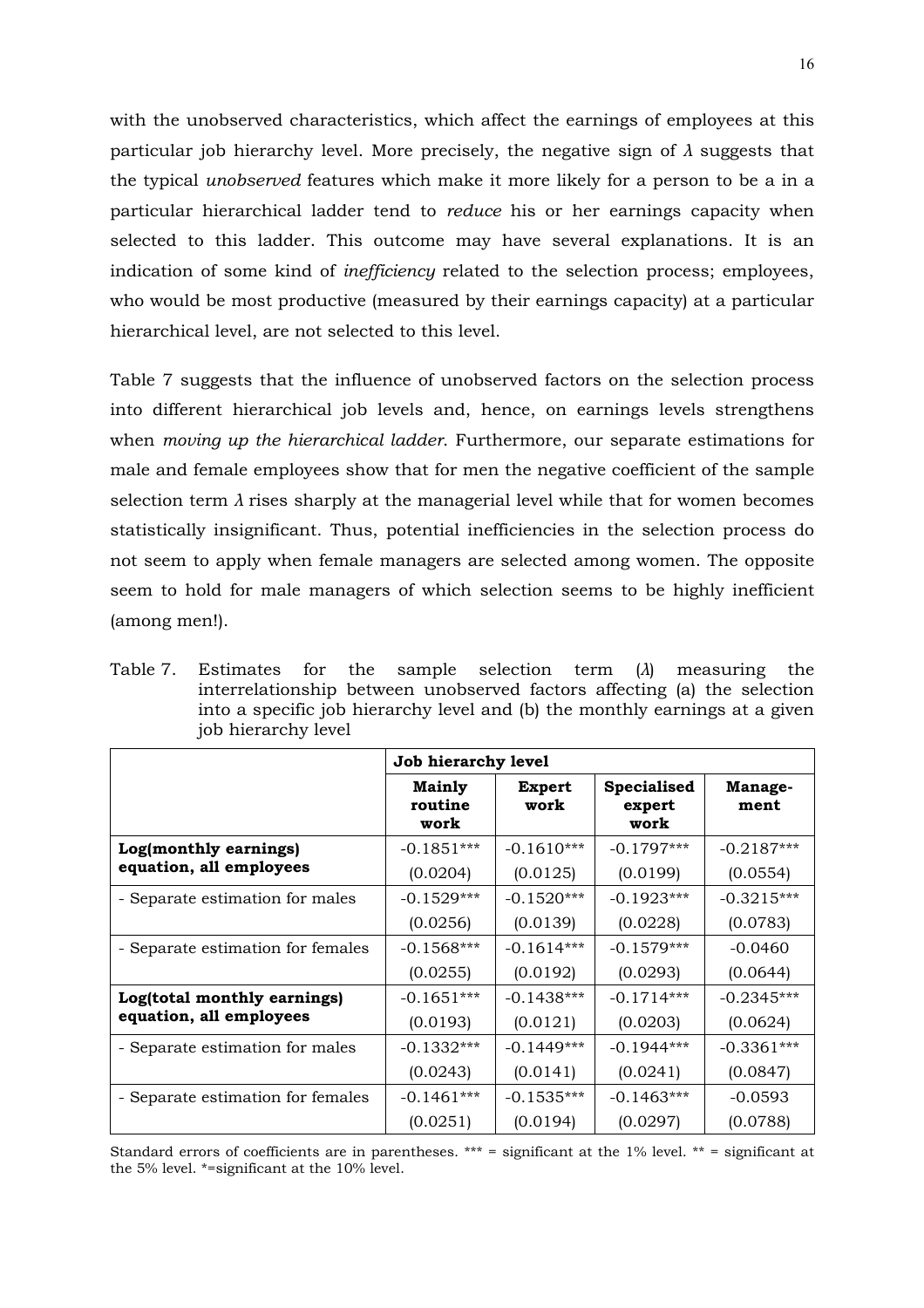with the unobserved characteristics, which affect the earnings of employees at this particular job hierarchy level. More precisely, the negative sign of $\lambda$ suggests that the typical *unobserved* features which make it more likely for a person to be a in a particular hierarchical ladder tend to *reduce* his or her earnings capacity when selected to this ladder. This outcome may have several explanations. It is an indication of some kind of *inefficiency* related to the selection process; employees, who would be most productive (measured by their earnings capacity) at a particular hierarchical level, are not selected to this level.

Table 7 suggests that the influence of unobserved factors on the selection process into different hierarchical job levels and, hence, on earnings levels strengthens when *moving up the hierarchical ladder*. Furthermore, our separate estimations for male and female employees show that for men the negative coefficient of the sample selection term $\lambda$ rises sharply at the managerial level while that for women becomes statistically insignificant. Thus, potential inefficiencies in the selection process do not seem to apply when female managers are selected among women. The opposite seem to hold for male managers of which selection seems to be highly inefficient (among men!).

Table 7. Estimates for the sample selection term ($\lambda$) measuring the interrelationship between unobserved factors affecting (a) the selection into a specific job hierarchy level and (b) the monthly earnings at a given job hierarchy level

| | **Job hierarchy level** | | | |
|---|---|---|---|---|
| | **Mainly routine work** | **Expert work** | **Specialised expert work** | **Manage-ment** |
| **Log(monthly earnings) equation, all employees** | -0.1851*** (0.0204) | -0.1610*** (0.0125) | -0.1797*** (0.0199) | -0.2187*** (0.0554) |
| - Separate estimation for males | -0.1529*** (0.0256) | -0.1520*** (0.0139) | -0.1923*** (0.0228) | -0.3215*** (0.0783) |
| - Separate estimation for females | -0.1568*** (0.0255) | -0.1614*** (0.0192) | -0.1579*** (0.0293) | -0.0460 (0.0644) |
| **Log(total monthly earnings) equation, all employees** | -0.1651*** (0.0193) | -0.1438*** (0.0121) | -0.1714*** (0.0203) | -0.2345*** (0.0624) |
| - Separate estimation for males | -0.1332*** (0.0243) | -0.1449*** (0.0141) | -0.1944*** (0.0241) | -0.3361*** (0.0847) |
| - Separate estimation for females | -0.1461*** (0.0251) | -0.1535*** (0.0194) | -0.1463*** (0.0297) | -0.0593 (0.0788) |

Standard errors of coefficients are in parentheses. *** = significant at the 1% level. ** = significant at the 5% level. *=significant at the 10% level.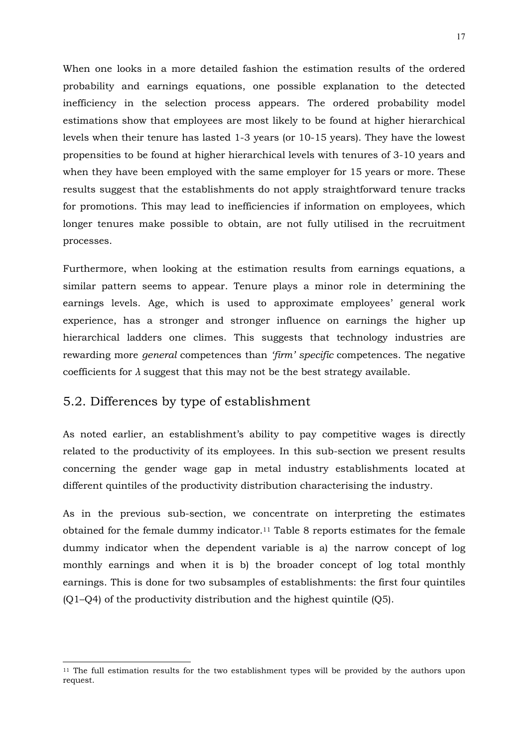When one looks in a more detailed fashion the estimation results of the ordered probability and earnings equations, one possible explanation to the detected inefficiency in the selection process appears. The ordered probability model estimations show that employees are most likely to be found at higher hierarchical levels when their tenure has lasted 1-3 years (or 10-15 years). They have the lowest propensities to be found at higher hierarchical levels with tenures of 3-10 years and when they have been employed with the same employer for 15 years or more. These results suggest that the establishments do not apply straightforward tenure tracks for promotions. This may lead to inefficiencies if information on employees, which longer tenures make possible to obtain, are not fully utilised in the recruitment processes.

Furthermore, when looking at the estimation results from earnings equations, a similar pattern seems to appear. Tenure plays a minor role in determining the earnings levels. Age, which is used to approximate employees' general work experience, has a stronger and stronger influence on earnings the higher up hierarchical ladders one climes. This suggests that technology industries are rewarding more *general* competences than *'firm' specific* competences. The negative coefficients for $\lambda$ suggest that this may not be the best strategy available.

## 5.2. Differences by type of establishment

As noted earlier, an establishment's ability to pay competitive wages is directly related to the productivity of its employees. In this sub-section we present results concerning the gender wage gap in metal industry establishments located at different quintiles of the productivity distribution characterising the industry.

As in the previous sub-section, we concentrate on interpreting the estimates obtained for the female dummy indicator.[11] Table 8 reports estimates for the female dummy indicator when the dependent variable is a) the narrow concept of log monthly earnings and when it is b) the broader concept of log total monthly earnings. This is done for two subsamples of establishments: the first four quintiles (Q1–Q4) of the productivity distribution and the highest quintile (Q5).

[11] The full estimation results for the two establishment types will be provided by the authors upon request.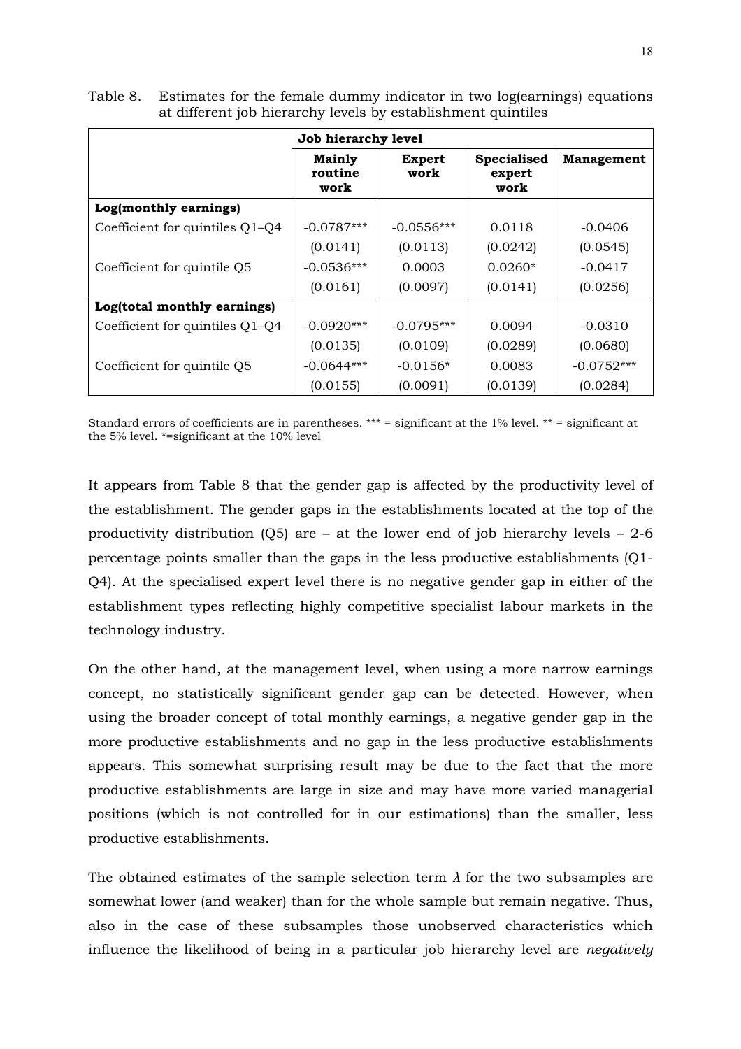Table 8. Estimates for the female dummy indicator in two log(earnings) equations at different job hierarchy levels by establishment quintiles

| | **Job hierarchy level** | | | |
|---|---|---|---|---|
| | **Mainly routine work** | **Expert work** | **Specialised expert work** | **Management** |
| **Log(monthly earnings)** | | | | |
| Coefficient for quintiles Q1–Q4 | -0.0787*** | -0.0556*** | 0.0118 | -0.0406 |
| | (0.0141) | (0.0113) | (0.0242) | (0.0545) |
| Coefficient for quintile Q5 | -0.0536*** | 0.0003 | 0.0260* | -0.0417 |
| | (0.0161) | (0.0097) | (0.0141) | (0.0256) |
| **Log(total monthly earnings)** | | | | |
| Coefficient for quintiles Q1–Q4 | -0.0920*** | -0.0795*** | 0.0094 | -0.0310 |
| | (0.0135) | (0.0109) | (0.0289) | (0.0680) |
| Coefficient for quintile Q5 | -0.0644*** | -0.0156* | 0.0083 | -0.0752*** |
| | (0.0155) | (0.0091) | (0.0139) | (0.0284) |

Standard errors of coefficients are in parentheses. *** = significant at the 1% level. ** = significant at the 5% level. *=significant at the 10% level

It appears from Table 8 that the gender gap is affected by the productivity level of the establishment. The gender gaps in the establishments located at the top of the productivity distribution (Q5) are – at the lower end of job hierarchy levels – 2-6 percentage points smaller than the gaps in the less productive establishments (Q1-Q4). At the specialised expert level there is no negative gender gap in either of the establishment types reflecting highly competitive specialist labour markets in the technology industry.

On the other hand, at the management level, when using a more narrow earnings concept, no statistically significant gender gap can be detected. However, when using the broader concept of total monthly earnings, a negative gender gap in the more productive establishments and no gap in the less productive establishments appears. This somewhat surprising result may be due to the fact that the more productive establishments are large in size and may have more varied managerial positions (which is not controlled for in our estimations) than the smaller, less productive establishments.

The obtained estimates of the sample selection term $\lambda$ for the two subsamples are somewhat lower (and weaker) than for the whole sample but remain negative. Thus, also in the case of these subsamples those unobserved characteristics which influence the likelihood of being in a particular job hierarchy level are *negatively*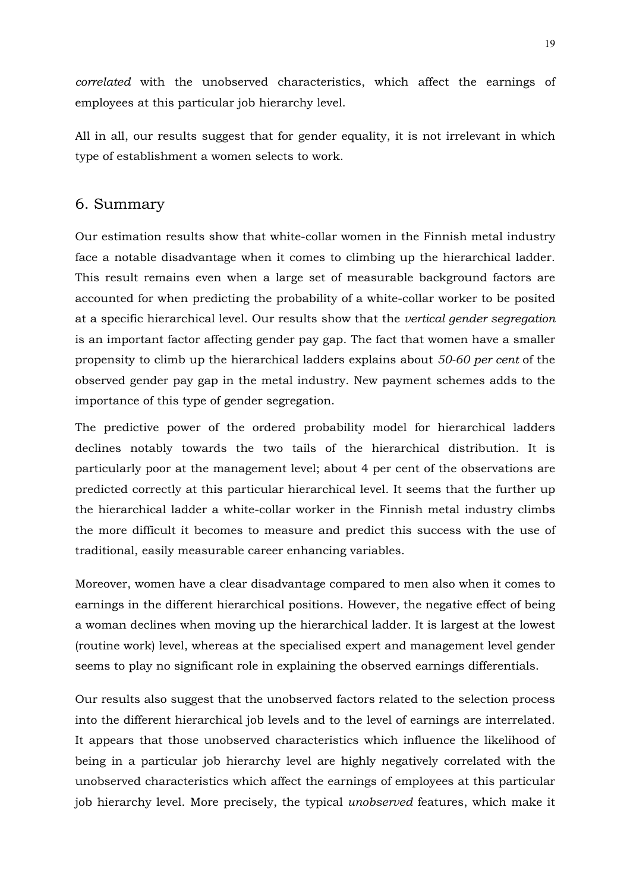*correlated* with the unobserved characteristics, which affect the earnings of employees at this particular job hierarchy level.

All in all, our results suggest that for gender equality, it is not irrelevant in which type of establishment a women selects to work.

## 6. Summary

Our estimation results show that white-collar women in the Finnish metal industry face a notable disadvantage when it comes to climbing up the hierarchical ladder. This result remains even when a large set of measurable background factors are accounted for when predicting the probability of a white-collar worker to be posited at a specific hierarchical level. Our results show that the *vertical gender segregation* is an important factor affecting gender pay gap. The fact that women have a smaller propensity to climb up the hierarchical ladders explains about *50-60 per cent* of the observed gender pay gap in the metal industry. New payment schemes adds to the importance of this type of gender segregation.

The predictive power of the ordered probability model for hierarchical ladders declines notably towards the two tails of the hierarchical distribution. It is particularly poor at the management level; about 4 per cent of the observations are predicted correctly at this particular hierarchical level. It seems that the further up the hierarchical ladder a white-collar worker in the Finnish metal industry climbs the more difficult it becomes to measure and predict this success with the use of traditional, easily measurable career enhancing variables.

Moreover, women have a clear disadvantage compared to men also when it comes to earnings in the different hierarchical positions. However, the negative effect of being a woman declines when moving up the hierarchical ladder. It is largest at the lowest (routine work) level, whereas at the specialised expert and management level gender seems to play no significant role in explaining the observed earnings differentials.

Our results also suggest that the unobserved factors related to the selection process into the different hierarchical job levels and to the level of earnings are interrelated. It appears that those unobserved characteristics which influence the likelihood of being in a particular job hierarchy level are highly negatively correlated with the unobserved characteristics which affect the earnings of employees at this particular job hierarchy level. More precisely, the typical *unobserved* features, which make it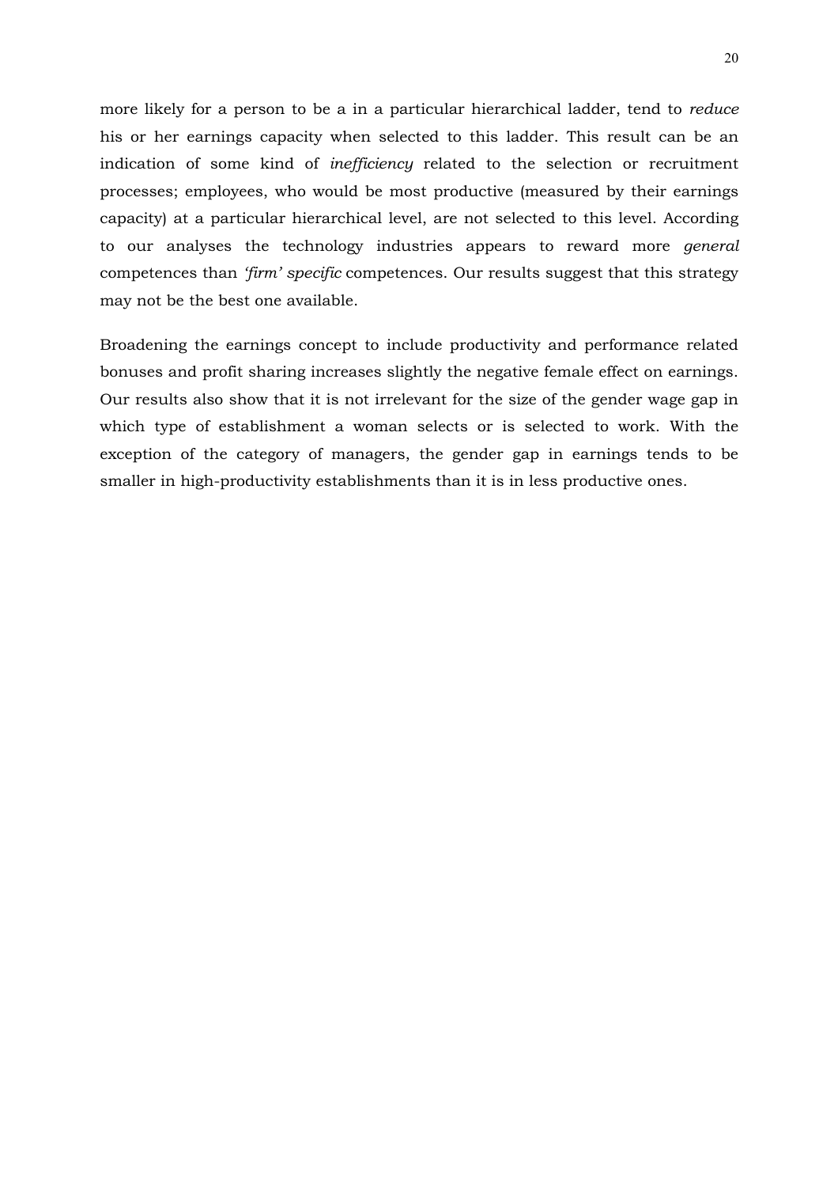more likely for a person to be a in a particular hierarchical ladder, tend to *reduce* his or her earnings capacity when selected to this ladder. This result can be an indication of some kind of *inefficiency* related to the selection or recruitment processes; employees, who would be most productive (measured by their earnings capacity) at a particular hierarchical level, are not selected to this level. According to our analyses the technology industries appears to reward more *general* competences than *'firm' specific* competences. Our results suggest that this strategy may not be the best one available.

Broadening the earnings concept to include productivity and performance related bonuses and profit sharing increases slightly the negative female effect on earnings. Our results also show that it is not irrelevant for the size of the gender wage gap in which type of establishment a woman selects or is selected to work. With the exception of the category of managers, the gender gap in earnings tends to be smaller in high-productivity establishments than it is in less productive ones.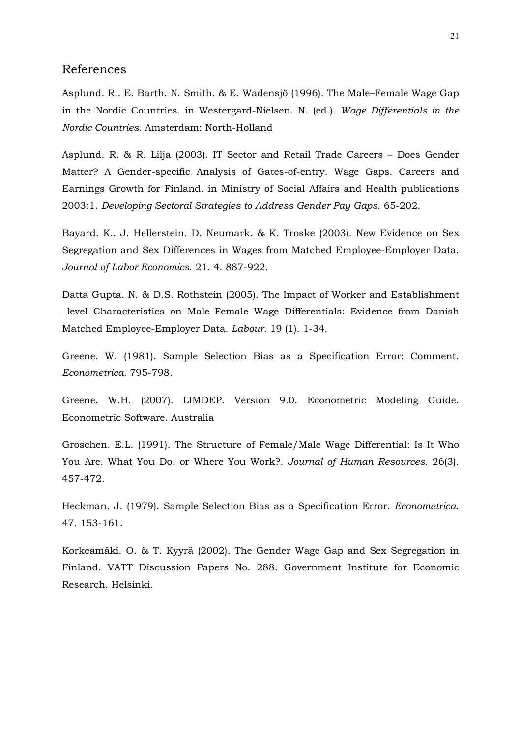## References

Asplund. R.. E. Barth. N. Smith. & E. Wadensjö (1996). The Male–Female Wage Gap in the Nordic Countries. in Westergard-Nielsen. N. (ed.). *Wage Differentials in the Nordic Countries*. Amsterdam: North-Holland

Asplund. R. & R. Lilja (2003). IT Sector and Retail Trade Careers – Does Gender Matter? A Gender-specific Analysis of Gates-of-entry. Wage Gaps. Careers and Earnings Growth for Finland. in Ministry of Social Affairs and Health publications 2003:1. *Developing Sectoral Strategies to Address Gender Pay Gaps*. 65-202.

Bayard. K.. J. Hellerstein. D. Neumark. & K. Troske (2003). New Evidence on Sex Segregation and Sex Differences in Wages from Matched Employee-Employer Data. *Journal of Labor Economics*. 21. 4. 887-922.

Datta Gupta. N. & D.S. Rothstein (2005). The Impact of Worker and Establishment –level Characteristics on Male–Female Wage Differentials: Evidence from Danish Matched Employee-Employer Data. *Labour*. 19 (1). 1-34.

Greene. W. (1981). Sample Selection Bias as a Specification Error: Comment. *Econometrica*. 795-798.

Greene. W.H. (2007). LIMDEP. Version 9.0. Econometric Modeling Guide. Econometric Software. Australia

Groschen. E.L. (1991). The Structure of Female/Male Wage Differential: Is It Who You Are. What You Do. or Where You Work?. *Journal of Human Resources*. 26(3). 457-472.

Heckman. J. (1979). Sample Selection Bias as a Specification Error. *Econometrica*. 47. 153-161.

Korkeamäki. O. & T. Kyyrä (2002). The Gender Wage Gap and Sex Segregation in Finland. VATT Discussion Papers No. 288. Government Institute for Economic Research. Helsinki.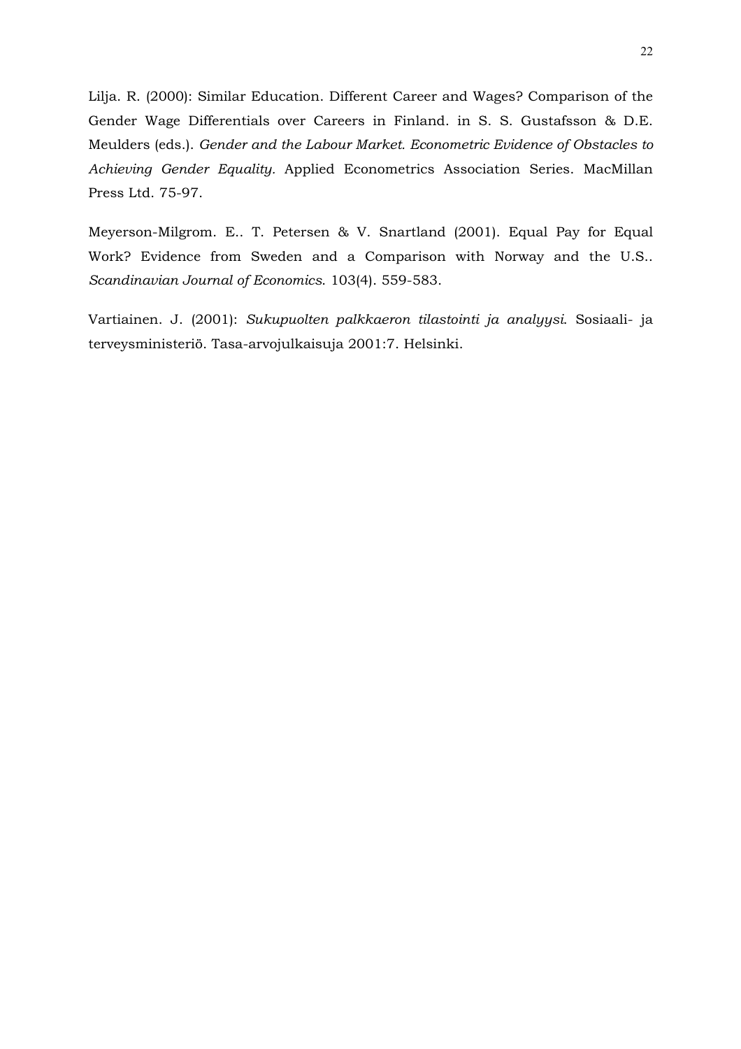Lilja. R. (2000): Similar Education. Different Career and Wages? Comparison of the Gender Wage Differentials over Careers in Finland. in S. S. Gustafsson & D.E. Meulders (eds.). *Gender and the Labour Market. Econometric Evidence of Obstacles to Achieving Gender Equality.* Applied Econometrics Association Series. MacMillan Press Ltd. 75-97.

Meyerson-Milgrom. E.. T. Petersen & V. Snartland (2001). Equal Pay for Equal Work? Evidence from Sweden and a Comparison with Norway and the U.S.. *Scandinavian Journal of Economics*. 103(4). 559-583.

Vartiainen. J. (2001): *Sukupuolten palkkaeron tilastointi ja analyysi*. Sosiaali- ja terveysministeriö. Tasa-arvojulkaisuja 2001:7. Helsinki.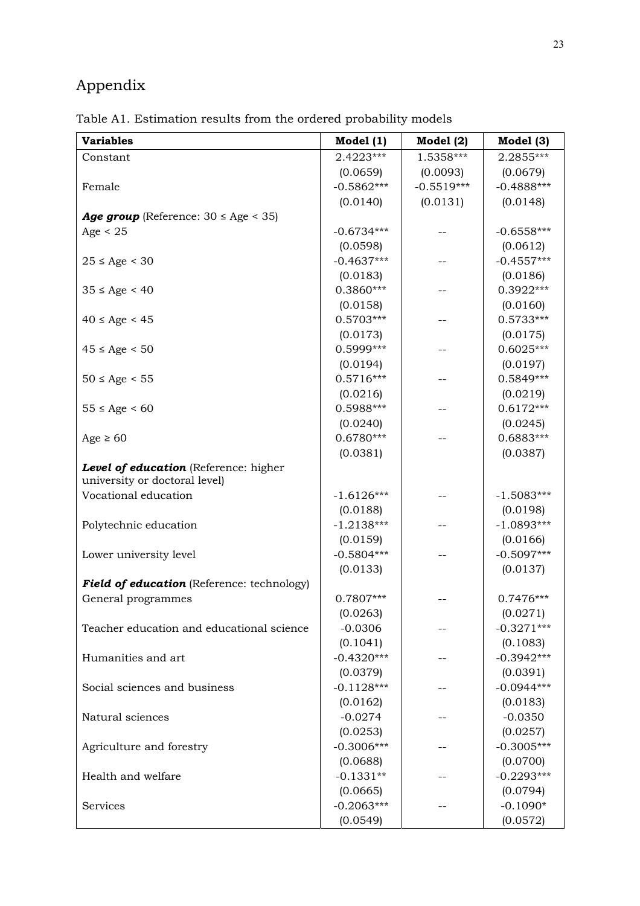# Appendix

Table A1. Estimation results from the ordered probability models

| **Variables** | **Model (1)** | **Model (2)** | **Model (3)** |
|---|---|---|---|
| Constant | 2.4223*** | 1.5358*** | 2.2855*** |
| | (0.0659) | (0.0093) | (0.0679) |
| Female | -0.5862*** | -0.5519*** | -0.4888*** |
| | (0.0140) | (0.0131) | (0.0148) |
| ***Age group*** (Reference: 30 ≤ Age < 35) | | | |
| Age < 25 | -0.6734*** | -- | -0.6558*** |
| | (0.0598) | | (0.0612) |
| 25 ≤ Age < 30 | -0.4637*** | -- | -0.4557*** |
| | (0.0183) | | (0.0186) |
| 35 ≤ Age < 40 | 0.3860*** | -- | 0.3922*** |
| | (0.0158) | | (0.0160) |
| 40 ≤ Age < 45 | 0.5703*** | -- | 0.5733*** |
| | (0.0173) | | (0.0175) |
| 45 ≤ Age < 50 | 0.5999*** | -- | 0.6025*** |
| | (0.0194) | | (0.0197) |
| 50 ≤ Age < 55 | 0.5716*** | -- | 0.5849*** |
| | (0.0216) | | (0.0219) |
| 55 ≤ Age < 60 | 0.5988*** | -- | 0.6172*** |
| | (0.0240) | | (0.0245) |
| Age ≥ 60 | 0.6780*** | -- | 0.6883*** |
| | (0.0381) | | (0.0387) |
| ***Level of education*** (Reference: higher university or doctoral level) | | | |
| Vocational education | -1.6126*** | -- | -1.5083*** |
| | (0.0188) | | (0.0198) |
| Polytechnic education | -1.2138*** | -- | -1.0893*** |
| | (0.0159) | | (0.0166) |
| Lower university level | -0.5804*** | -- | -0.5097*** |
| | (0.0133) | | (0.0137) |
| ***Field of education*** (Reference: technology) | | | |
| General programmes | 0.7807*** | -- | 0.7476*** |
| | (0.0263) | | (0.0271) |
| Teacher education and educational science | -0.0306 | -- | -0.3271*** |
| | (0.1041) | | (0.1083) |
| Humanities and art | -0.4320*** | -- | -0.3942*** |
| | (0.0379) | | (0.0391) |
| Social sciences and business | -0.1128*** | -- | -0.0944*** |
| | (0.0162) | | (0.0183) |
| Natural sciences | -0.0274 | -- | -0.0350 |
| | (0.0253) | | (0.0257) |
| Agriculture and forestry | -0.3006*** | -- | -0.3005*** |
| | (0.0688) | | (0.0700) |
| Health and welfare | -0.1331** | -- | -0.2293*** |
| | (0.0665) | | (0.0794) |
| Services | -0.2063*** | -- | -0.1090* |
| | (0.0549) | | (0.0572) |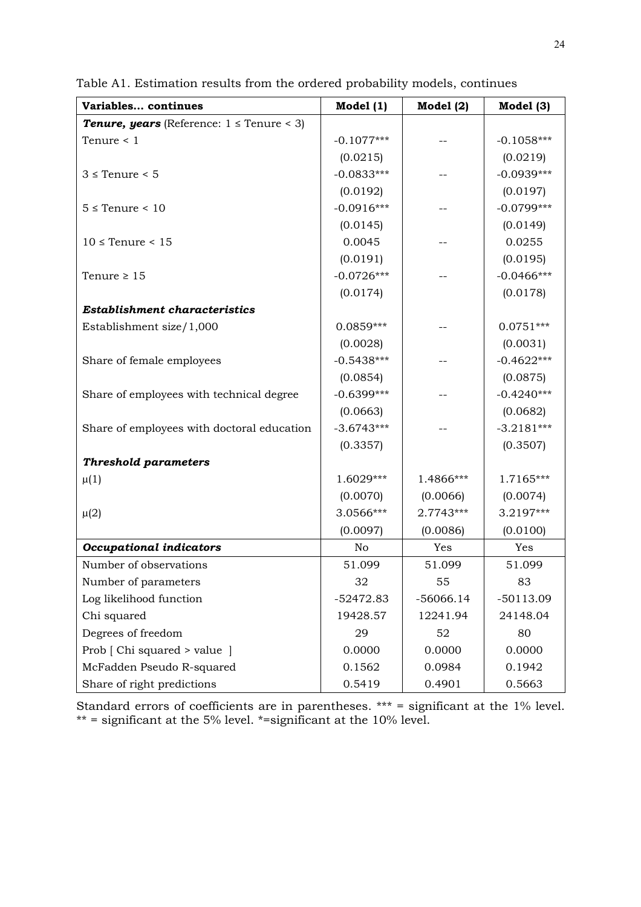Table A1. Estimation results from the ordered probability models, continues

| Variables... continues | Model (1) | Model (2) | Model (3) |
|---|---|---|---|
| ***Tenure, years*** (Reference: $1 \le$ Tenure < 3) | | | |
| Tenure < 1 | -0.1077*** | -- | -0.1058*** |
| | (0.0215) | | (0.0219) |
| $3 \le$ Tenure < 5 | -0.0833*** | -- | -0.0939*** |
| | (0.0192) | | (0.0197) |
| $5 \le$ Tenure < 10 | -0.0916*** | -- | -0.0799*** |
| | (0.0145) | | (0.0149) |
| $10 \le$ Tenure < 15 | 0.0045 | -- | 0.0255 |
| | (0.0191) | | (0.0195) |
| Tenure $\ge$ 15 | -0.0726*** | -- | -0.0466*** |
| | (0.0174) | | (0.0178) |
| ***Establishment characteristics*** | | | |
| Establishment size/1,000 | 0.0859*** | -- | 0.0751*** |
| | (0.0028) | | (0.0031) |
| Share of female employees | -0.5438*** | -- | -0.4622*** |
| | (0.0854) | | (0.0875) |
| Share of employees with technical degree | -0.6399*** | -- | -0.4240*** |
| | (0.0663) | | (0.0682) |
| Share of employees with doctoral education | -3.6743*** | -- | -3.2181*** |
| | (0.3357) | | (0.3507) |
| ***Threshold parameters*** | | | |
| $\mu(1)$ | 1.6029*** | 1.4866*** | 1.7165*** |
| | (0.0070) | (0.0066) | (0.0074) |
| $\mu(2)$ | 3.0566*** | 2.7743*** | 3.2197*** |
| | (0.0097) | (0.0086) | (0.0100) |
| ***Occupational indicators*** | No | Yes | Yes |
| Number of observations | 51.099 | 51.099 | 51.099 |
| Number of parameters | 32 | 55 | 83 |
| Log likelihood function | -52472.83 | -56066.14 | -50113.09 |
| Chi squared | 19428.57 | 12241.94 | 24148.04 |
| Degrees of freedom | 29 | 52 | 80 |
| Prob [ Chi squared > value ] | 0.0000 | 0.0000 | 0.0000 |
| McFadden Pseudo R-squared | 0.1562 | 0.0984 | 0.1942 |
| Share of right predictions | 0.5419 | 0.4901 | 0.5663 |

Standard errors of coefficients are in parentheses. *** = significant at the 1% level. ** = significant at the 5% level. *=significant at the 10% level.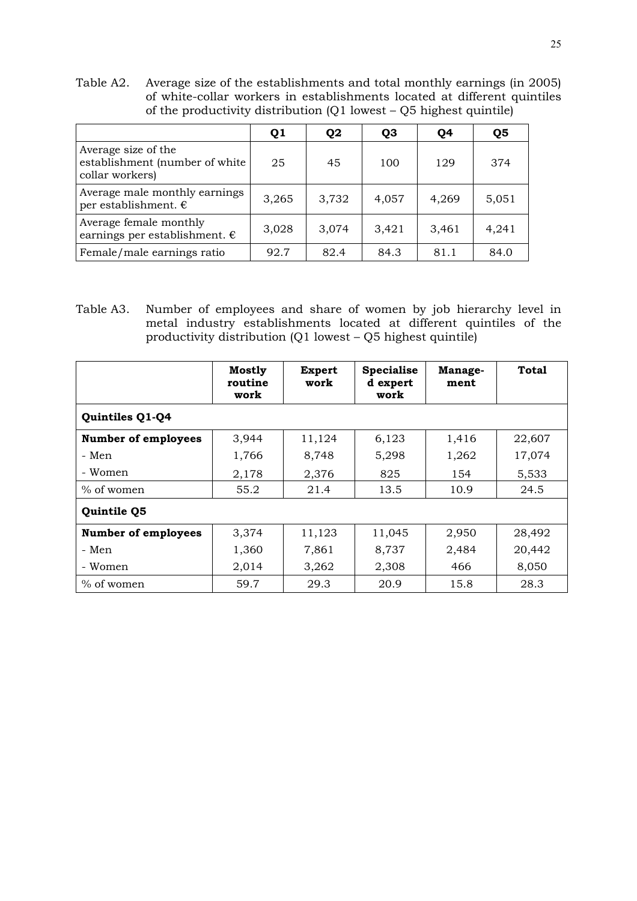Table A2. Average size of the establishments and total monthly earnings (in 2005) of white-collar workers in establishments located at different quintiles of the productivity distribution (Q1 lowest – Q5 highest quintile)

| | Q1 | Q2 | Q3 | Q4 | Q5 |
|---|---|---|---|---|---|
| Average size of the establishment (number of white collar workers) | 25 | 45 | 100 | 129 | 374 |
| Average male monthly earnings per establishment. € | 3,265 | 3,732 | 4,057 | 4,269 | 5,051 |
| Average female monthly earnings per establishment. € | 3,028 | 3,074 | 3,421 | 3,461 | 4,241 |
| Female/male earnings ratio | 92.7 | 82.4 | 84.3 | 81.1 | 84.0 |

Table A3. Number of employees and share of women by job hierarchy level in metal industry establishments located at different quintiles of the productivity distribution (Q1 lowest – Q5 highest quintile)

| | **Mostly routine work** | **Expert work** | **Specialised expert work** | **Management** | **Total** |
|---|---|---|---|---|---|
| **Quintiles Q1-Q4** | | | | | |
| **Number of employees** | 3,944 | 11,124 | 6,123 | 1,416 | 22,607 |
| - Men | 1,766 | 8,748 | 5,298 | 1,262 | 17,074 |
| - Women | 2,178 | 2,376 | 825 | 154 | 5,533 |
| % of women | 55.2 | 21.4 | 13.5 | 10.9 | 24.5 |
| **Quintile Q5** | | | | | |
| **Number of employees** | 3,374 | 11,123 | 11,045 | 2,950 | 28,492 |
| - Men | 1,360 | 7,861 | 8,737 | 2,484 | 20,442 |
| - Women | 2,014 | 3,262 | 2,308 | 466 | 8,050 |
| % of women | 59.7 | 29.3 | 20.9 | 15.8 | 28.3 |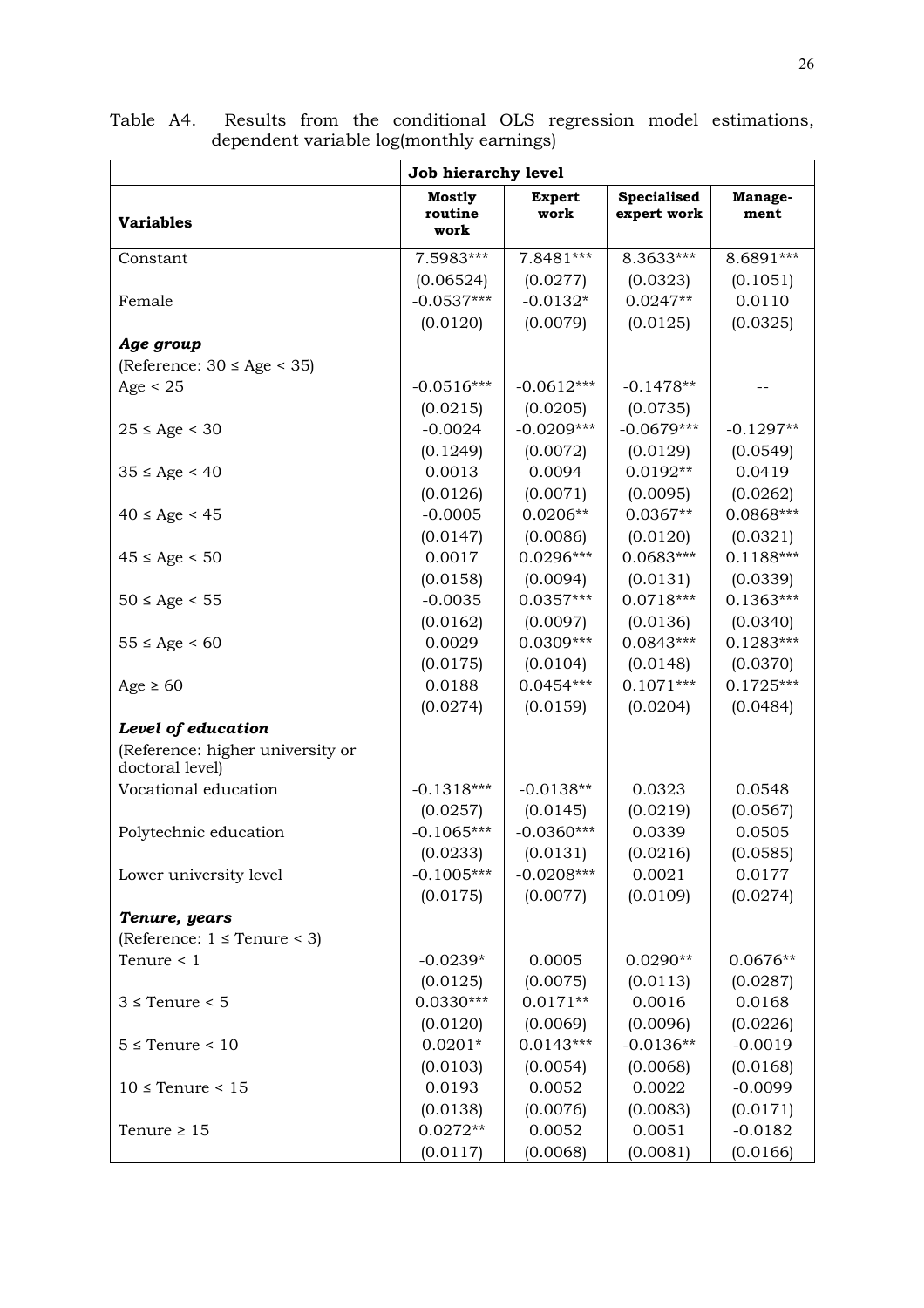Table A4. Results from the conditional OLS regression model estimations, dependent variable log(monthly earnings)

| | **Job hierarchy level** | | | |
|---|---|---|---|---|
| **Variables** | **Mostly routine work** | **Expert work** | **Specialised expert work** | **Manage-ment** |
| Constant | 7.5983*** | 7.8481*** | 8.3633*** | 8.6891*** |
| | (0.06524) | (0.0277) | (0.0323) | (0.1051) |
| Female | -0.0537*** | -0.0132* | 0.0247** | 0.0110 |
| | (0.0120) | (0.0079) | (0.0125) | (0.0325) |
| ***Age group*** | | | | |
| (Reference: 30 ≤ Age < 35) | | | | |
| Age < 25 | -0.0516*** | -0.0612*** | -0.1478** | -- |
| | (0.0215) | (0.0205) | (0.0735) | |
| 25 ≤ Age < 30 | -0.0024 | -0.0209*** | -0.0679*** | -0.1297** |
| | (0.1249) | (0.0072) | (0.0129) | (0.0549) |
| 35 ≤ Age < 40 | 0.0013 | 0.0094 | 0.0192** | 0.0419 |
| | (0.0126) | (0.0071) | (0.0095) | (0.0262) |
| 40 ≤ Age < 45 | -0.0005 | 0.0206** | 0.0367** | 0.0868*** |
| | (0.0147) | (0.0086) | (0.0120) | (0.0321) |
| 45 ≤ Age < 50 | 0.0017 | 0.0296*** | 0.0683*** | 0.1188*** |
| | (0.0158) | (0.0094) | (0.0131) | (0.0339) |
| 50 ≤ Age < 55 | -0.0035 | 0.0357*** | 0.0718*** | 0.1363*** |
| | (0.0162) | (0.0097) | (0.0136) | (0.0340) |
| 55 ≤ Age < 60 | 0.0029 | 0.0309*** | 0.0843*** | 0.1283*** |
| | (0.0175) | (0.0104) | (0.0148) | (0.0370) |
| Age ≥ 60 | 0.0188 | 0.0454*** | 0.1071*** | 0.1725*** |
| | (0.0274) | (0.0159) | (0.0204) | (0.0484) |
| ***Level of education*** | | | | |
| (Reference: higher university or doctoral level) | | | | |
| Vocational education | -0.1318*** | -0.0138** | 0.0323 | 0.0548 |
| | (0.0257) | (0.0145) | (0.0219) | (0.0567) |
| Polytechnic education | -0.1065*** | -0.0360*** | 0.0339 | 0.0505 |
| | (0.0233) | (0.0131) | (0.0216) | (0.0585) |
| Lower university level | -0.1005*** | -0.0208*** | 0.0021 | 0.0177 |
| | (0.0175) | (0.0077) | (0.0109) | (0.0274) |
| ***Tenure, years*** | | | | |
| (Reference: 1 ≤ Tenure < 3) | | | | |
| Tenure < 1 | -0.0239* | 0.0005 | 0.0290** | 0.0676** |
| | (0.0125) | (0.0075) | (0.0113) | (0.0287) |
| 3 ≤ Tenure < 5 | 0.0330*** | 0.0171** | 0.0016 | 0.0168 |
| | (0.0120) | (0.0069) | (0.0096) | (0.0226) |
| 5 ≤ Tenure < 10 | 0.0201* | 0.0143*** | -0.0136** | -0.0019 |
| | (0.0103) | (0.0054) | (0.0068) | (0.0168) |
| 10 ≤ Tenure < 15 | 0.0193 | 0.0052 | 0.0022 | -0.0099 |
| | (0.0138) | (0.0076) | (0.0083) | (0.0171) |
| Tenure ≥ 15 | 0.0272** | 0.0052 | 0.0051 | -0.0182 |
| | (0.0117) | (0.0068) | (0.0081) | (0.0166) |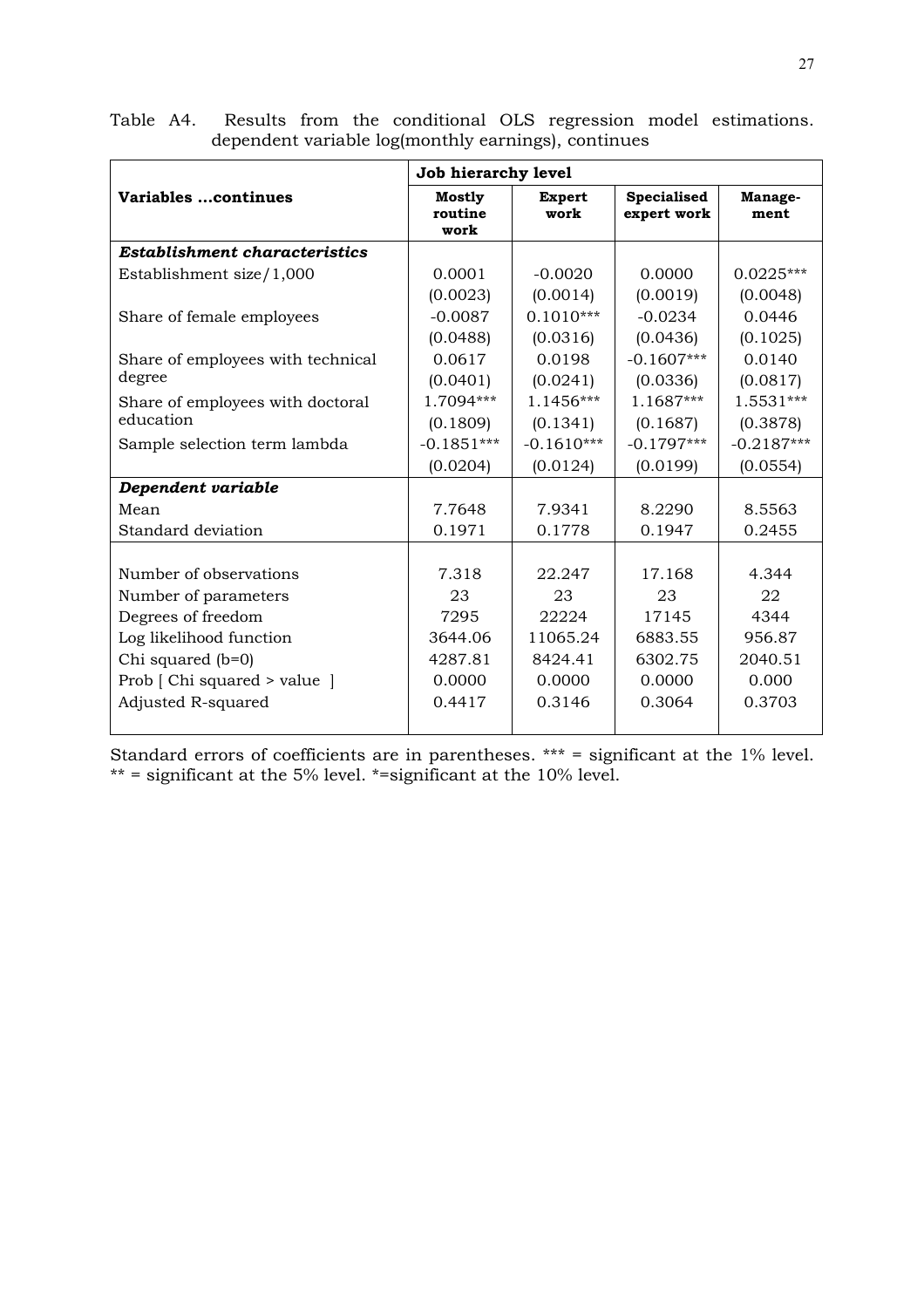Table A4. Results from the conditional OLS regression model estimations. dependent variable log(monthly earnings), continues

| Variables …continues | Job hierarchy level | | | |
|---|---|---|---|---|
| | **Mostly routine work** | **Expert work** | **Specialised expert work** | **Manage-ment** |
| ***Establishment characteristics*** | | | | |
| Establishment size/1,000 | 0.0001 | -0.0020 | 0.0000 | 0.0225*** |
| | (0.0023) | (0.0014) | (0.0019) | (0.0048) |
| Share of female employees | -0.0087 | 0.1010*** | -0.0234 | 0.0446 |
| | (0.0488) | (0.0316) | (0.0436) | (0.1025) |
| Share of employees with technical degree | 0.0617 | 0.0198 | -0.1607*** | 0.0140 |
| | (0.0401) | (0.0241) | (0.0336) | (0.0817) |
| Share of employees with doctoral education | 1.7094*** | 1.1456*** | 1.1687*** | 1.5531*** |
| | (0.1809) | (0.1341) | (0.1687) | (0.3878) |
| Sample selection term lambda | -0.1851*** | -0.1610*** | -0.1797*** | -0.2187*** |
| | (0.0204) | (0.0124) | (0.0199) | (0.0554) |
| ***Dependent variable*** | | | | |
| Mean | 7.7648 | 7.9341 | 8.2290 | 8.5563 |
| Standard deviation | 0.1971 | 0.1778 | 0.1947 | 0.2455 |
| | | | | |
| Number of observations | 7.318 | 22.247 | 17.168 | 4.344 |
| Number of parameters | 23 | 23 | 23 | 22 |
| Degrees of freedom | 7295 | 22224 | 17145 | 4344 |
| Log likelihood function | 3644.06 | 11065.24 | 6883.55 | 956.87 |
| Chi squared (b=0) | 4287.81 | 8424.41 | 6302.75 | 2040.51 |
| Prob [ Chi squared > value ] | 0.0000 | 0.0000 | 0.0000 | 0.000 |
| Adjusted R-squared | 0.4417 | 0.3146 | 0.3064 | 0.3703 |

Standard errors of coefficients are in parentheses. *** = significant at the 1% level. ** = significant at the 5% level. *=significant at the 10% level.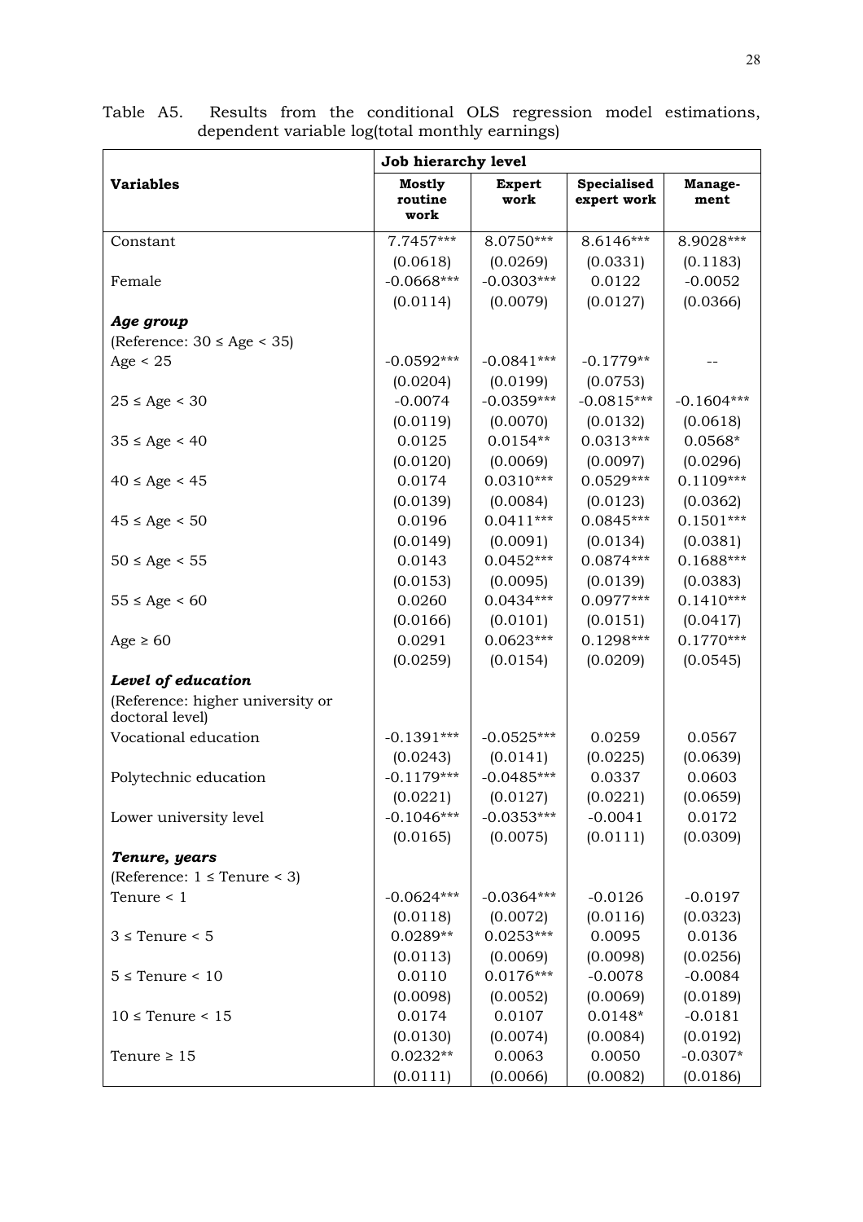Table A5. Results from the conditional OLS regression model estimations, dependent variable log(total monthly earnings)

| Variables | Job hierarchy level | | | |
|---|---|---|---|---|
| | **Mostly routine work** | **Expert work** | **Specialised expert work** | **Manage-ment** |
| Constant | 7.7457*** | 8.0750*** | 8.6146*** | 8.9028*** |
| | (0.0618) | (0.0269) | (0.0331) | (0.1183) |
| Female | -0.0668*** | -0.0303*** | 0.0122 | -0.0052 |
| | (0.0114) | (0.0079) | (0.0127) | (0.0366) |
| ***Age group*** | | | | |
| (Reference: 30 ≤ Age < 35) | | | | |
| Age < 25 | -0.0592*** | -0.0841*** | -0.1779** | -- |
| | (0.0204) | (0.0199) | (0.0753) | |
| 25 ≤ Age < 30 | -0.0074 | -0.0359*** | -0.0815*** | -0.1604*** |
| | (0.0119) | (0.0070) | (0.0132) | (0.0618) |
| 35 ≤ Age < 40 | 0.0125 | 0.0154** | 0.0313*** | 0.0568* |
| | (0.0120) | (0.0069) | (0.0097) | (0.0296) |
| 40 ≤ Age < 45 | 0.0174 | 0.0310*** | 0.0529*** | 0.1109*** |
| | (0.0139) | (0.0084) | (0.0123) | (0.0362) |
| 45 ≤ Age < 50 | 0.0196 | 0.0411*** | 0.0845*** | 0.1501*** |
| | (0.0149) | (0.0091) | (0.0134) | (0.0381) |
| 50 ≤ Age < 55 | 0.0143 | 0.0452*** | 0.0874*** | 0.1688*** |
| | (0.0153) | (0.0095) | (0.0139) | (0.0383) |
| 55 ≤ Age < 60 | 0.0260 | 0.0434*** | 0.0977*** | 0.1410*** |
| | (0.0166) | (0.0101) | (0.0151) | (0.0417) |
| Age ≥ 60 | 0.0291 | 0.0623*** | 0.1298*** | 0.1770*** |
| | (0.0259) | (0.0154) | (0.0209) | (0.0545) |
| ***Level of education*** | | | | |
| (Reference: higher university or doctoral level) | | | | |
| Vocational education | -0.1391*** | -0.0525*** | 0.0259 | 0.0567 |
| | (0.0243) | (0.0141) | (0.0225) | (0.0639) |
| Polytechnic education | -0.1179*** | -0.0485*** | 0.0337 | 0.0603 |
| | (0.0221) | (0.0127) | (0.0221) | (0.0659) |
| Lower university level | -0.1046*** | -0.0353*** | -0.0041 | 0.0172 |
| | (0.0165) | (0.0075) | (0.0111) | (0.0309) |
| ***Tenure, years*** | | | | |
| (Reference: 1 ≤ Tenure < 3) | | | | |
| Tenure < 1 | -0.0624*** | -0.0364*** | -0.0126 | -0.0197 |
| | (0.0118) | (0.0072) | (0.0116) | (0.0323) |
| 3 ≤ Tenure < 5 | 0.0289** | 0.0253*** | 0.0095 | 0.0136 |
| | (0.0113) | (0.0069) | (0.0098) | (0.0256) |
| 5 ≤ Tenure < 10 | 0.0110 | 0.0176*** | -0.0078 | -0.0084 |
| | (0.0098) | (0.0052) | (0.0069) | (0.0189) |
| 10 ≤ Tenure < 15 | 0.0174 | 0.0107 | 0.0148* | -0.0181 |
| | (0.0130) | (0.0074) | (0.0084) | (0.0192) |
| Tenure ≥ 15 | 0.0232** | 0.0063 | 0.0050 | -0.0307* |
| | (0.0111) | (0.0066) | (0.0082) | (0.0186) |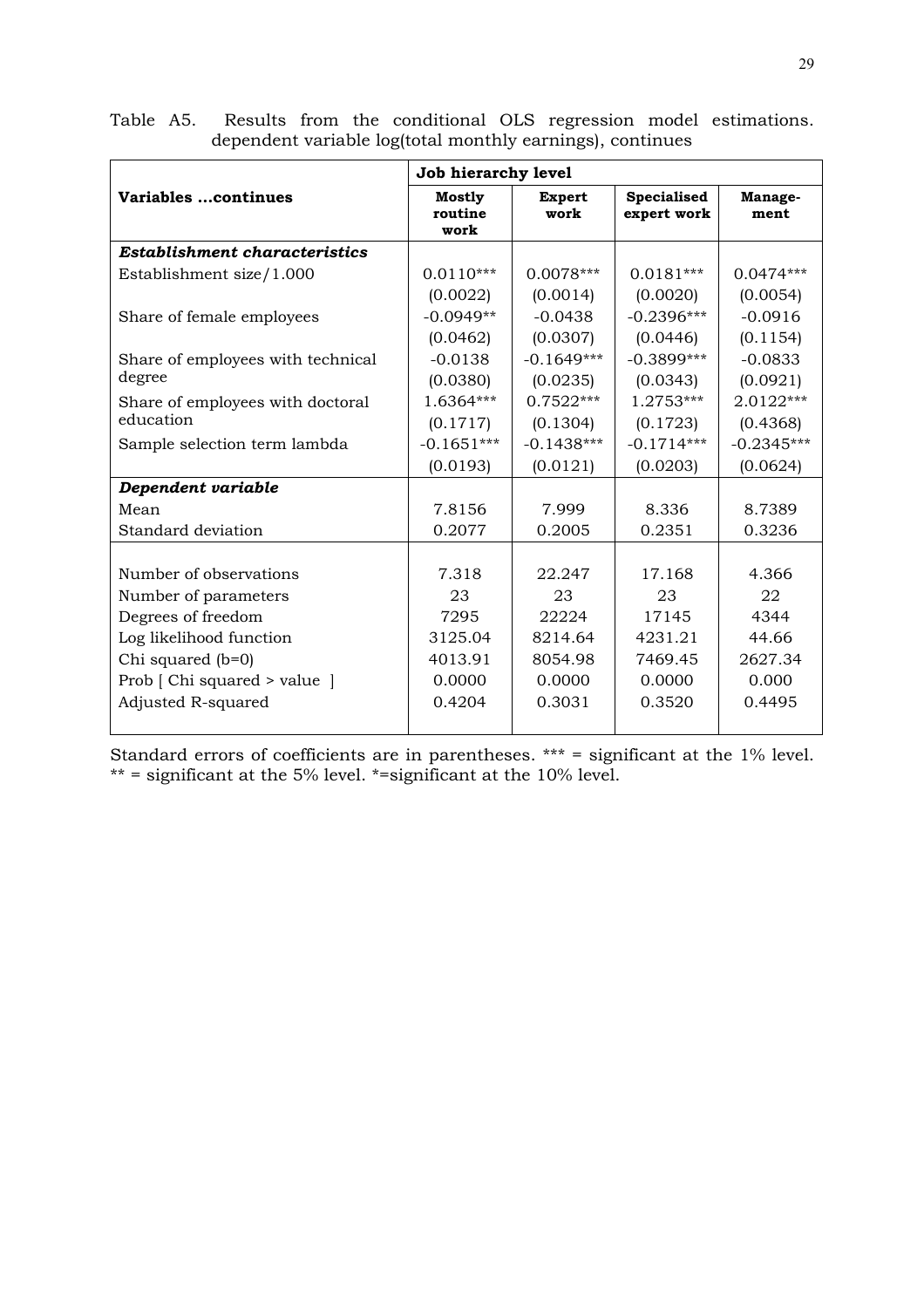Table A5. Results from the conditional OLS regression model estimations. dependent variable log(total monthly earnings), continues

| Variables ...continues | Job hierarchy level | | | |
|---|---|---|---|---|
| | **Mostly routine work** | **Expert work** | **Specialised expert work** | **Manage-ment** |
| ***Establishment characteristics*** | | | | |
| Establishment size/1.000 | 0.0110*** | 0.0078*** | 0.0181*** | 0.0474*** |
| | (0.0022) | (0.0014) | (0.0020) | (0.0054) |
| Share of female employees | -0.0949** | -0.0438 | -0.2396*** | -0.0916 |
| | (0.0462) | (0.0307) | (0.0446) | (0.1154) |
| Share of employees with technical degree | -0.0138 | -0.1649*** | -0.3899*** | -0.0833 |
| | (0.0380) | (0.0235) | (0.0343) | (0.0921) |
| Share of employees with doctoral education | 1.6364*** | 0.7522*** | 1.2753*** | 2.0122*** |
| | (0.1717) | (0.1304) | (0.1723) | (0.4368) |
| Sample selection term lambda | -0.1651*** | -0.1438*** | -0.1714*** | -0.2345*** |
| | (0.0193) | (0.0121) | (0.0203) | (0.0624) |
| ***Dependent variable*** | | | | |
| Mean | 7.8156 | 7.999 | 8.336 | 8.7389 |
| Standard deviation | 0.2077 | 0.2005 | 0.2351 | 0.3236 |
| Number of observations | 7.318 | 22.247 | 17.168 | 4.366 |
| Number of parameters | 23 | 23 | 23 | 22 |
| Degrees of freedom | 7295 | 22224 | 17145 | 4344 |
| Log likelihood function | 3125.04 | 8214.64 | 4231.21 | 44.66 |
| Chi squared (b=0) | 4013.91 | 8054.98 | 7469.45 | 2627.34 |
| Prob [ Chi squared > value ] | 0.0000 | 0.0000 | 0.0000 | 0.000 |
| Adjusted R-squared | 0.4204 | 0.3031 | 0.3520 | 0.4495 |

Standard errors of coefficients are in parentheses. *** = significant at the 1% level. ** = significant at the 5% level. *=significant at the 10% level.